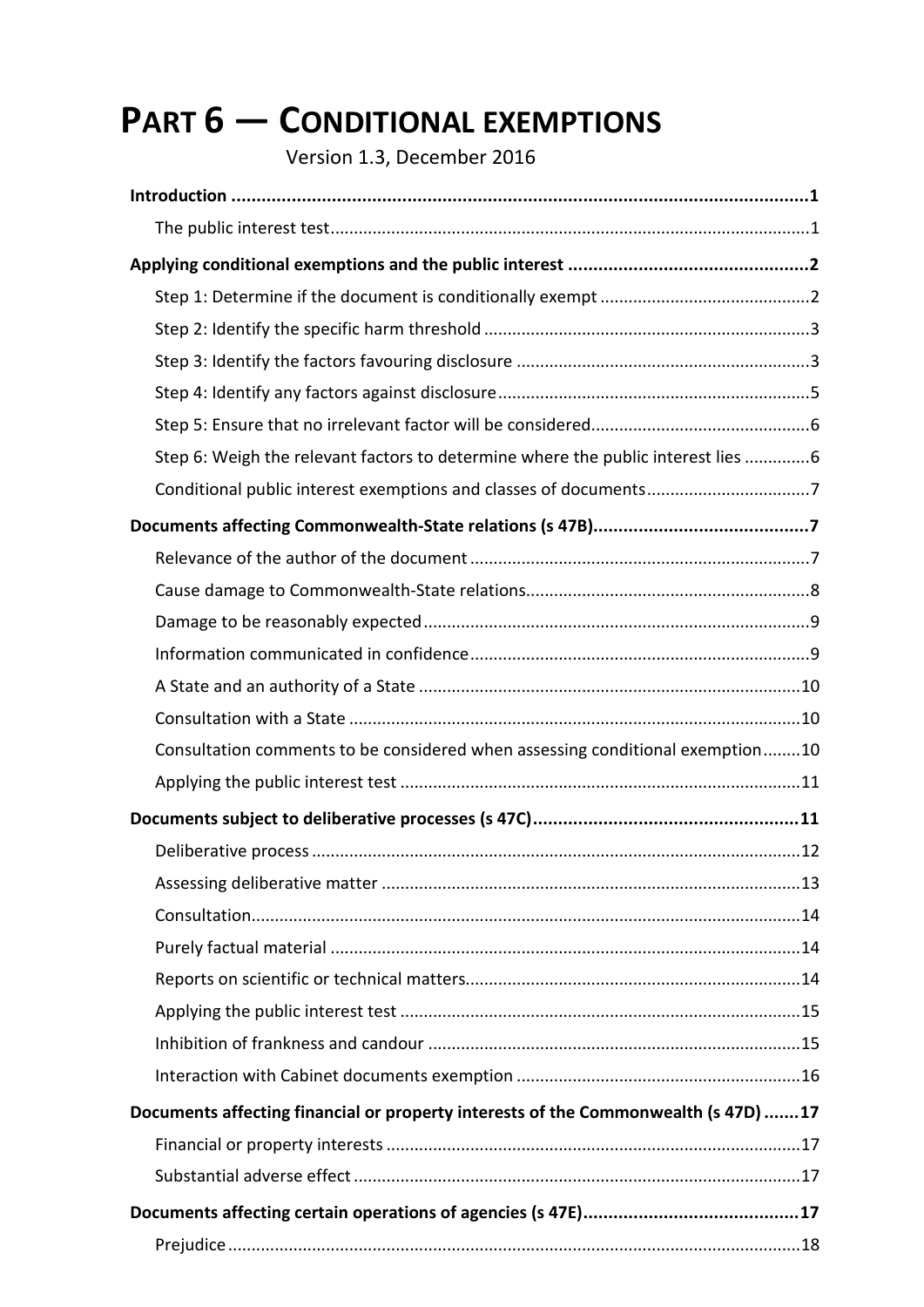# PART 6 — CONDITIONAL EXEMPTIONS

Version 1.3, December 2016

**Introduction** .......... 1

- The public interest test .......... 1

**Applying conditional exemptions and the public interest** .......... 2

- Step 1: Determine if the document is conditionally exempt .......... 2
- Step 2: Identify the specific harm threshold .......... 3
- Step 3: Identify the factors favouring disclosure .......... 3
- Step 4: Identify any factors against disclosure .......... 5
- Step 5: Ensure that no irrelevant factor will be considered .......... 6
- Step 6: Weigh the relevant factors to determine where the public interest lies .......... 6
- Conditional public interest exemptions and classes of documents .......... 7

**Documents affecting Commonwealth-State relations (s 47B)** .......... 7

- Relevance of the author of the document .......... 7
- Cause damage to Commonwealth-State relations .......... 8
- Damage to be reasonably expected .......... 9
- Information communicated in confidence .......... 9
- A State and an authority of a State .......... 10
- Consultation with a State .......... 10
- Consultation comments to be considered when assessing conditional exemption .......... 10
- Applying the public interest test .......... 11

**Documents subject to deliberative processes (s 47C)** .......... 11

- Deliberative process .......... 12
- Assessing deliberative matter .......... 13
- Consultation .......... 14
- Purely factual material .......... 14
- Reports on scientific or technical matters .......... 14
- Applying the public interest test .......... 15
- Inhibition of frankness and candour .......... 15
- Interaction with Cabinet documents exemption .......... 16

**Documents affecting financial or property interests of the Commonwealth (s 47D)** .......... 17

- Financial or property interests .......... 17
- Substantial adverse effect .......... 17

**Documents affecting certain operations of agencies (s 47E)** .......... 17

- Prejudice .......... 18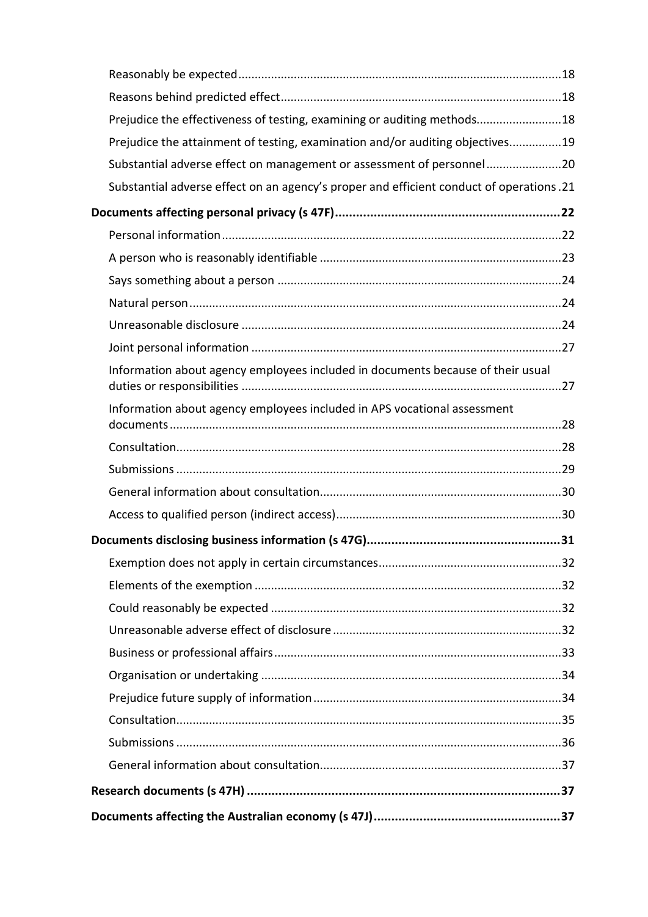- Reasonably be expected ... 18
- Reasons behind predicted effect ... 18
- Prejudice the effectiveness of testing, examining or auditing methods ... 18
- Prejudice the attainment of testing, examination and/or auditing objectives ... 19
- Substantial adverse effect on management or assessment of personnel ... 20
- Substantial adverse effect on an agency's proper and efficient conduct of operations ... 21

**Documents affecting personal privacy (s 47F) ... 22**

- Personal information ... 22
- A person who is reasonably identifiable ... 23
- Says something about a person ... 24
- Natural person ... 24
- Unreasonable disclosure ... 24
- Joint personal information ... 27
- Information about agency employees included in documents because of their usual duties or responsibilities ... 27
- Information about agency employees included in APS vocational assessment documents ... 28
- Consultation ... 28
- Submissions ... 29
- General information about consultation ... 30
- Access to qualified person (indirect access) ... 30

**Documents disclosing business information (s 47G) ... 31**

- Exemption does not apply in certain circumstances ... 32
- Elements of the exemption ... 32
- Could reasonably be expected ... 32
- Unreasonable adverse effect of disclosure ... 32
- Business or professional affairs ... 33
- Organisation or undertaking ... 34
- Prejudice future supply of information ... 34
- Consultation ... 35
- Submissions ... 36
- General information about consultation ... 37

**Research documents (s 47H) ... 37**

**Documents affecting the Australian economy (s 47J) ... 37**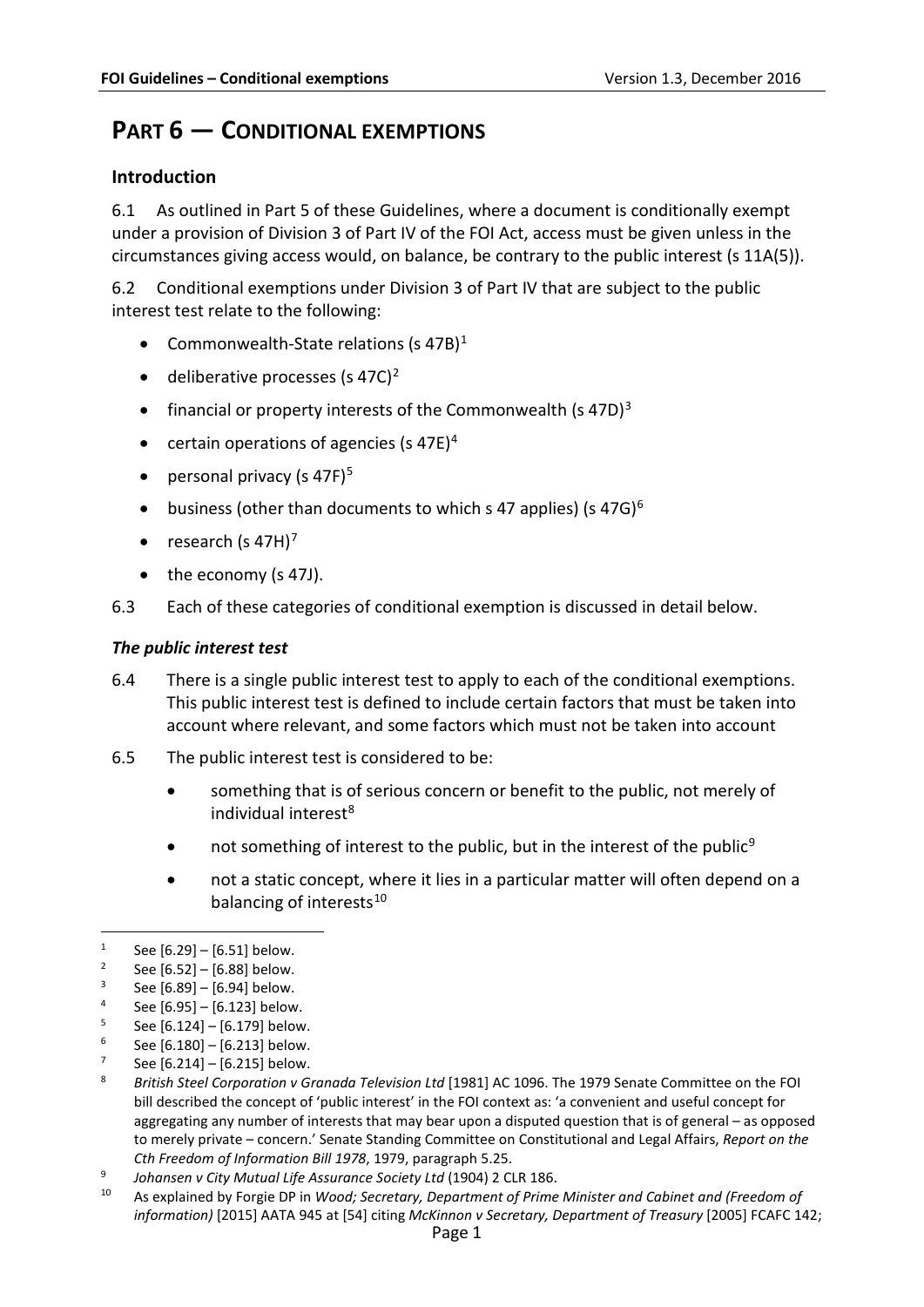# PART 6 — CONDITIONAL EXEMPTIONS

## Introduction

6.1 As outlined in Part 5 of these Guidelines, where a document is conditionally exempt under a provision of Division 3 of Part IV of the FOI Act, access must be given unless in the circumstances giving access would, on balance, be contrary to the public interest (s 11A(5)).

6.2 Conditional exemptions under Division 3 of Part IV that are subject to the public interest test relate to the following:

- Commonwealth-State relations (s 47B)[1]
- deliberative processes (s 47C)[2]
- financial or property interests of the Commonwealth (s 47D)[3]
- certain operations of agencies (s 47E)[4]
- personal privacy (s 47F)[5]
- business (other than documents to which s 47 applies) (s 47G)[6]
- research (s 47H)[7]
- the economy (s 47J).

6.3 Each of these categories of conditional exemption is discussed in detail below.

### *The public interest test*

6.4 There is a single public interest test to apply to each of the conditional exemptions. This public interest test is defined to include certain factors that must be taken into account where relevant, and some factors which must not be taken into account

6.5 The public interest test is considered to be:

- something that is of serious concern or benefit to the public, not merely of individual interest[8]
- not something of interest to the public, but in the interest of the public[9]
- not a static concept, where it lies in a particular matter will often depend on a balancing of interests[10]

---

[1] See [6.29] – [6.51] below.

[2] See [6.52] – [6.88] below.

[3] See [6.89] – [6.94] below.

[4] See [6.95] – [6.123] below.

[5] See [6.124] – [6.179] below.

[6] See [6.180] – [6.213] below.

[7] See [6.214] – [6.215] below.

[8] *British Steel Corporation v Granada Television Ltd* [1981] AC 1096. The 1979 Senate Committee on the FOI bill described the concept of 'public interest' in the FOI context as: 'a convenient and useful concept for aggregating any number of interests that may bear upon a disputed question that is of general – as opposed to merely private – concern.' Senate Standing Committee on Constitutional and Legal Affairs, *Report on the Cth Freedom of Information Bill 1978*, 1979, paragraph 5.25.

[9] *Johansen v City Mutual Life Assurance Society Ltd* (1904) 2 CLR 186.

[10] As explained by Forgie DP in *Wood; Secretary, Department of Prime Minister and Cabinet and (Freedom of information)* [2015] AATA 945 at [54] citing *McKinnon v Secretary, Department of Treasury* [2005] FCAFC 142;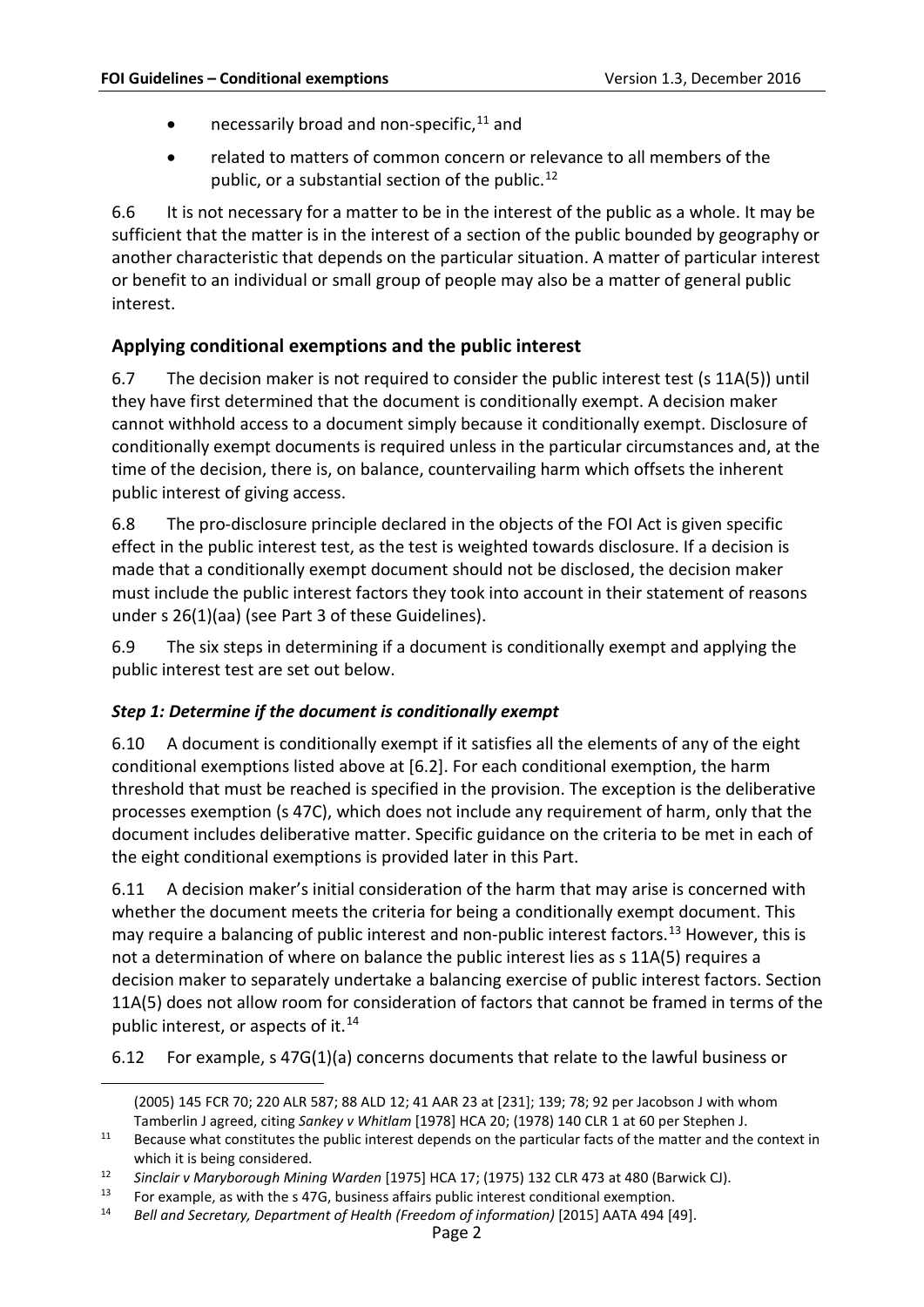- necessarily broad and non-specific,[11] and
- related to matters of common concern or relevance to all members of the public, or a substantial section of the public.[12]

6.6 It is not necessary for a matter to be in the interest of the public as a whole. It may be sufficient that the matter is in the interest of a section of the public bounded by geography or another characteristic that depends on the particular situation. A matter of particular interest or benefit to an individual or small group of people may also be a matter of general public interest.

## Applying conditional exemptions and the public interest

6.7 The decision maker is not required to consider the public interest test (s 11A(5)) until they have first determined that the document is conditionally exempt. A decision maker cannot withhold access to a document simply because it conditionally exempt. Disclosure of conditionally exempt documents is required unless in the particular circumstances and, at the time of the decision, there is, on balance, countervailing harm which offsets the inherent public interest of giving access.

6.8 The pro-disclosure principle declared in the objects of the FOI Act is given specific effect in the public interest test, as the test is weighted towards disclosure. If a decision is made that a conditionally exempt document should not be disclosed, the decision maker must include the public interest factors they took into account in their statement of reasons under s 26(1)(aa) (see Part 3 of these Guidelines).

6.9 The six steps in determining if a document is conditionally exempt and applying the public interest test are set out below.

### *Step 1: Determine if the document is conditionally exempt*

6.10 A document is conditionally exempt if it satisfies all the elements of any of the eight conditional exemptions listed above at [6.2]. For each conditional exemption, the harm threshold that must be reached is specified in the provision. The exception is the deliberative processes exemption (s 47C), which does not include any requirement of harm, only that the document includes deliberative matter. Specific guidance on the criteria to be met in each of the eight conditional exemptions is provided later in this Part.

6.11 A decision maker's initial consideration of the harm that may arise is concerned with whether the document meets the criteria for being a conditionally exempt document. This may require a balancing of public interest and non-public interest factors.[13] However, this is not a determination of where on balance the public interest lies as s 11A(5) requires a decision maker to separately undertake a balancing exercise of public interest factors. Section 11A(5) does not allow room for consideration of factors that cannot be framed in terms of the public interest, or aspects of it.[14]

6.12 For example, s 47G(1)(a) concerns documents that relate to the lawful business or

---

(2005) 145 FCR 70; 220 ALR 587; 88 ALD 12; 41 AAR 23 at [231]; 139; 78; 92 per Jacobson J with whom Tamberlin J agreed, citing *Sankey v Whitlam* [1978] HCA 20; (1978) 140 CLR 1 at 60 per Stephen J.

[11] Because what constitutes the public interest depends on the particular facts of the matter and the context in which it is being considered.

[12] *Sinclair v Maryborough Mining Warden* [1975] HCA 17; (1975) 132 CLR 473 at 480 (Barwick CJ).

[13] For example, as with the s 47G, business affairs public interest conditional exemption.

[14] *Bell and Secretary, Department of Health (Freedom of information)* [2015] AATA 494 [49].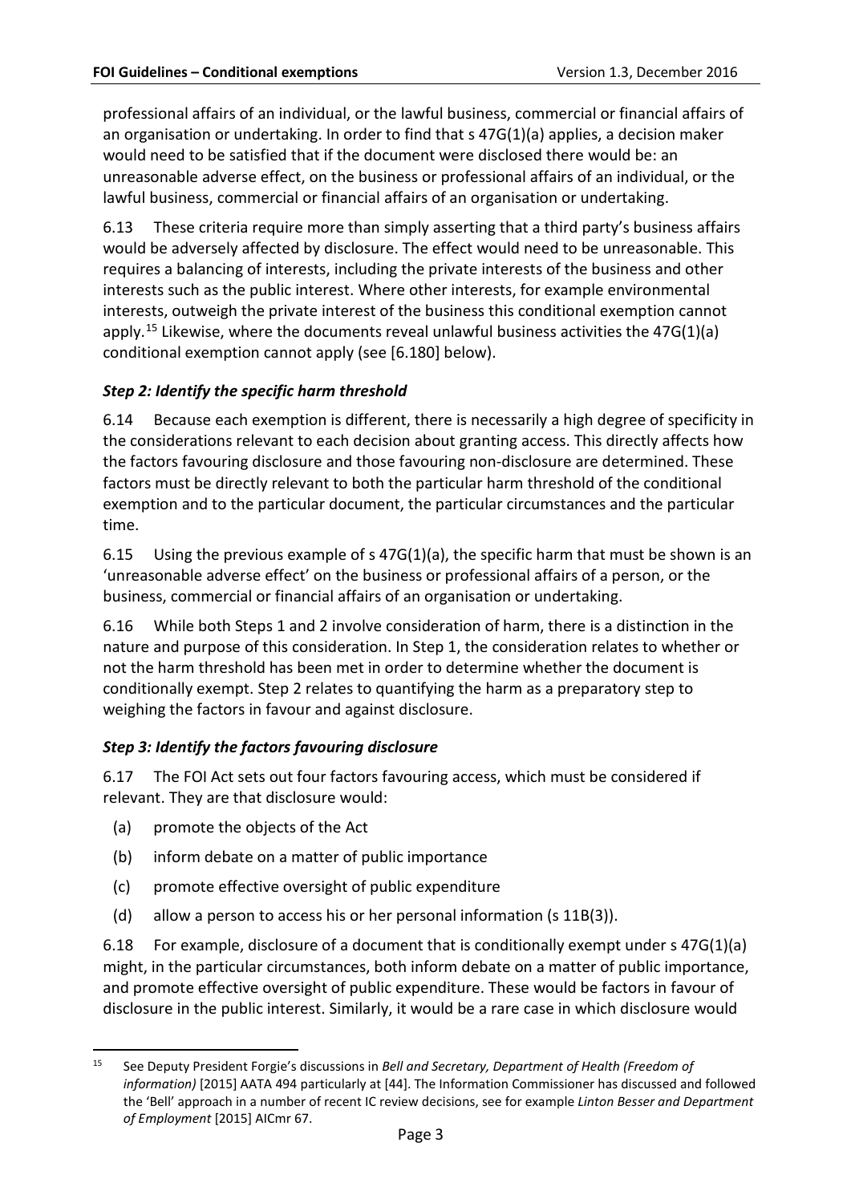professional affairs of an individual, or the lawful business, commercial or financial affairs of an organisation or undertaking. In order to find that s 47G(1)(a) applies, a decision maker would need to be satisfied that if the document were disclosed there would be: an unreasonable adverse effect, on the business or professional affairs of an individual, or the lawful business, commercial or financial affairs of an organisation or undertaking.

6.13 These criteria require more than simply asserting that a third party's business affairs would be adversely affected by disclosure. The effect would need to be unreasonable. This requires a balancing of interests, including the private interests of the business and other interests such as the public interest. Where other interests, for example environmental interests, outweigh the private interest of the business this conditional exemption cannot apply.[15] Likewise, where the documents reveal unlawful business activities the 47G(1)(a) conditional exemption cannot apply (see [6.180] below).

### *Step 2: Identify the specific harm threshold*

6.14 Because each exemption is different, there is necessarily a high degree of specificity in the considerations relevant to each decision about granting access. This directly affects how the factors favouring disclosure and those favouring non-disclosure are determined. These factors must be directly relevant to both the particular harm threshold of the conditional exemption and to the particular document, the particular circumstances and the particular time.

6.15 Using the previous example of s 47G(1)(a), the specific harm that must be shown is an 'unreasonable adverse effect' on the business or professional affairs of a person, or the business, commercial or financial affairs of an organisation or undertaking.

6.16 While both Steps 1 and 2 involve consideration of harm, there is a distinction in the nature and purpose of this consideration. In Step 1, the consideration relates to whether or not the harm threshold has been met in order to determine whether the document is conditionally exempt. Step 2 relates to quantifying the harm as a preparatory step to weighing the factors in favour and against disclosure.

### *Step 3: Identify the factors favouring disclosure*

6.17 The FOI Act sets out four factors favouring access, which must be considered if relevant. They are that disclosure would:

(a) promote the objects of the Act

(b) inform debate on a matter of public importance

(c) promote effective oversight of public expenditure

(d) allow a person to access his or her personal information (s 11B(3)).

6.18 For example, disclosure of a document that is conditionally exempt under s 47G(1)(a) might, in the particular circumstances, both inform debate on a matter of public importance, and promote effective oversight of public expenditure. These would be factors in favour of disclosure in the public interest. Similarly, it would be a rare case in which disclosure would

---

[15] See Deputy President Forgie's discussions in *Bell and Secretary, Department of Health (Freedom of information)* [2015] AATA 494 particularly at [44]. The Information Commissioner has discussed and followed the 'Bell' approach in a number of recent IC review decisions, see for example *Linton Besser and Department of Employment* [2015] AICmr 67.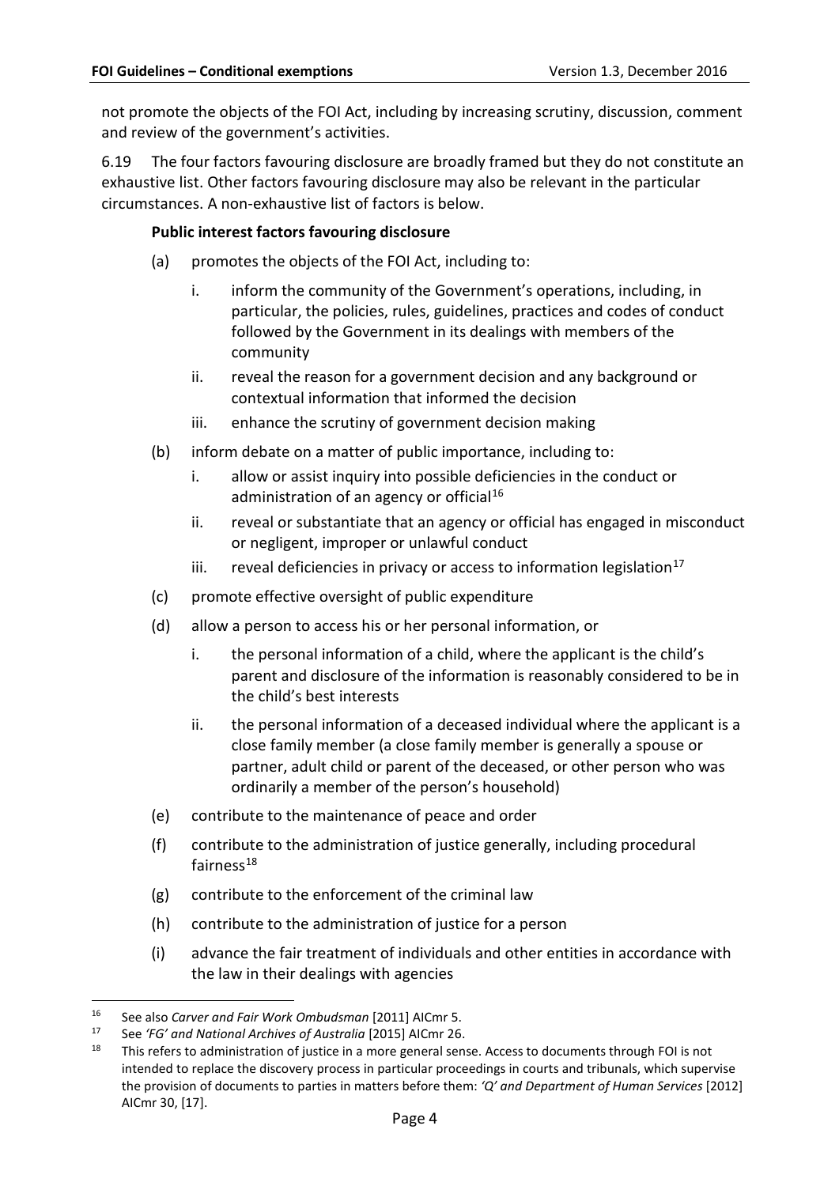not promote the objects of the FOI Act, including by increasing scrutiny, discussion, comment and review of the government's activities.

6.19 The four factors favouring disclosure are broadly framed but they do not constitute an exhaustive list. Other factors favouring disclosure may also be relevant in the particular circumstances. A non-exhaustive list of factors is below.

**Public interest factors favouring disclosure**

(a) promotes the objects of the FOI Act, including to:

  i. inform the community of the Government's operations, including, in particular, the policies, rules, guidelines, practices and codes of conduct followed by the Government in its dealings with members of the community

  ii. reveal the reason for a government decision and any background or contextual information that informed the decision

  iii. enhance the scrutiny of government decision making

(b) inform debate on a matter of public importance, including to:

  i. allow or assist inquiry into possible deficiencies in the conduct or administration of an agency or official[16]

  ii. reveal or substantiate that an agency or official has engaged in misconduct or negligent, improper or unlawful conduct

  iii. reveal deficiencies in privacy or access to information legislation[17]

(c) promote effective oversight of public expenditure

(d) allow a person to access his or her personal information, or

  i. the personal information of a child, where the applicant is the child's parent and disclosure of the information is reasonably considered to be in the child's best interests

  ii. the personal information of a deceased individual where the applicant is a close family member (a close family member is generally a spouse or partner, adult child or parent of the deceased, or other person who was ordinarily a member of the person's household)

(e) contribute to the maintenance of peace and order

(f) contribute to the administration of justice generally, including procedural fairness[18]

(g) contribute to the enforcement of the criminal law

(h) contribute to the administration of justice for a person

(i) advance the fair treatment of individuals and other entities in accordance with the law in their dealings with agencies

---

[16] See also *Carver and Fair Work Ombudsman* [2011] AICmr 5.

[17] See *'FG' and National Archives of Australia* [2015] AICmr 26.

[18] This refers to administration of justice in a more general sense. Access to documents through FOI is not intended to replace the discovery process in particular proceedings in courts and tribunals, which supervise the provision of documents to parties in matters before them: *'Q' and Department of Human Services* [2012] AICmr 30, [17].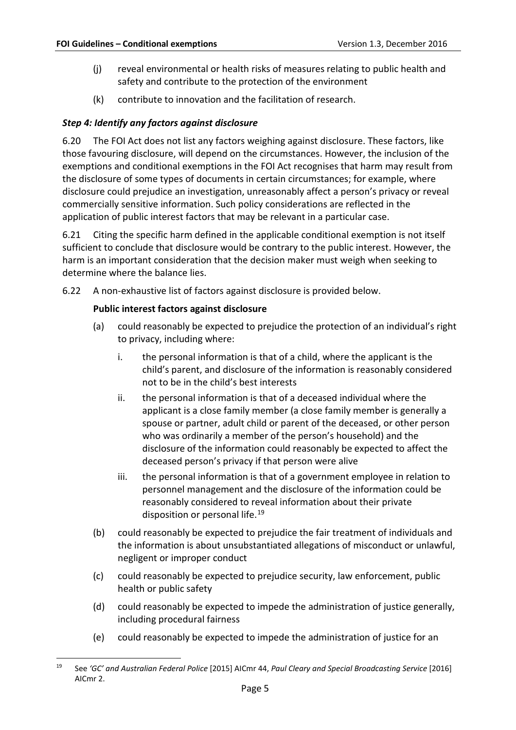(j) reveal environmental or health risks of measures relating to public health and safety and contribute to the protection of the environment

(k) contribute to innovation and the facilitation of research.

### *Step 4: Identify any factors against disclosure*

6.20 The FOI Act does not list any factors weighing against disclosure. These factors, like those favouring disclosure, will depend on the circumstances. However, the inclusion of the exemptions and conditional exemptions in the FOI Act recognises that harm may result from the disclosure of some types of documents in certain circumstances; for example, where disclosure could prejudice an investigation, unreasonably affect a person's privacy or reveal commercially sensitive information. Such policy considerations are reflected in the application of public interest factors that may be relevant in a particular case.

6.21 Citing the specific harm defined in the applicable conditional exemption is not itself sufficient to conclude that disclosure would be contrary to the public interest. However, the harm is an important consideration that the decision maker must weigh when seeking to determine where the balance lies.

6.22 A non-exhaustive list of factors against disclosure is provided below.

**Public interest factors against disclosure**

(a) could reasonably be expected to prejudice the protection of an individual's right to privacy, including where:

  i. the personal information is that of a child, where the applicant is the child's parent, and disclosure of the information is reasonably considered not to be in the child's best interests

  ii. the personal information is that of a deceased individual where the applicant is a close family member (a close family member is generally a spouse or partner, adult child or parent of the deceased, or other person who was ordinarily a member of the person's household) and the disclosure of the information could reasonably be expected to affect the deceased person's privacy if that person were alive

  iii. the personal information is that of a government employee in relation to personnel management and the disclosure of the information could be reasonably considered to reveal information about their private disposition or personal life.[19]

(b) could reasonably be expected to prejudice the fair treatment of individuals and the information is about unsubstantiated allegations of misconduct or unlawful, negligent or improper conduct

(c) could reasonably be expected to prejudice security, law enforcement, public health or public safety

(d) could reasonably be expected to impede the administration of justice generally, including procedural fairness

(e) could reasonably be expected to impede the administration of justice for an

---

[19] See *'GC' and Australian Federal Police* [2015] AICmr 44, *Paul Cleary and Special Broadcasting Service* [2016] AICmr 2.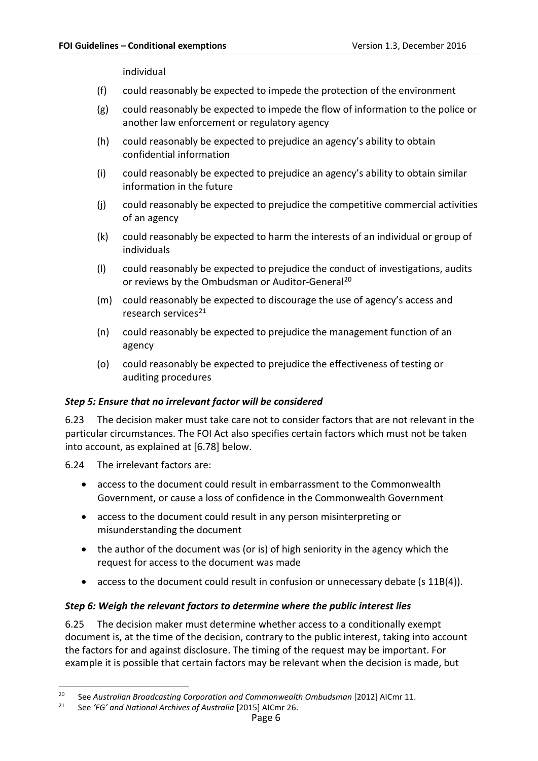individual

(f) could reasonably be expected to impede the protection of the environment

(g) could reasonably be expected to impede the flow of information to the police or another law enforcement or regulatory agency

(h) could reasonably be expected to prejudice an agency's ability to obtain confidential information

(i) could reasonably be expected to prejudice an agency's ability to obtain similar information in the future

(j) could reasonably be expected to prejudice the competitive commercial activities of an agency

(k) could reasonably be expected to harm the interests of an individual or group of individuals

(l) could reasonably be expected to prejudice the conduct of investigations, audits or reviews by the Ombudsman or Auditor-General[20]

(m) could reasonably be expected to discourage the use of agency's access and research services[21]

(n) could reasonably be expected to prejudice the management function of an agency

(o) could reasonably be expected to prejudice the effectiveness of testing or auditing procedures

### *Step 5: Ensure that no irrelevant factor will be considered*

6.23 The decision maker must take care not to consider factors that are not relevant in the particular circumstances. The FOI Act also specifies certain factors which must not be taken into account, as explained at [6.78] below.

6.24 The irrelevant factors are:

- access to the document could result in embarrassment to the Commonwealth Government, or cause a loss of confidence in the Commonwealth Government
- access to the document could result in any person misinterpreting or misunderstanding the document
- the author of the document was (or is) of high seniority in the agency which the request for access to the document was made
- access to the document could result in confusion or unnecessary debate (s 11B(4)).

### *Step 6: Weigh the relevant factors to determine where the public interest lies*

6.25 The decision maker must determine whether access to a conditionally exempt document is, at the time of the decision, contrary to the public interest, taking into account the factors for and against disclosure. The timing of the request may be important. For example it is possible that certain factors may be relevant when the decision is made, but

---

[20] See *Australian Broadcasting Corporation and Commonwealth Ombudsman* [2012] AICmr 11.

[21] See *'FG' and National Archives of Australia* [2015] AICmr 26.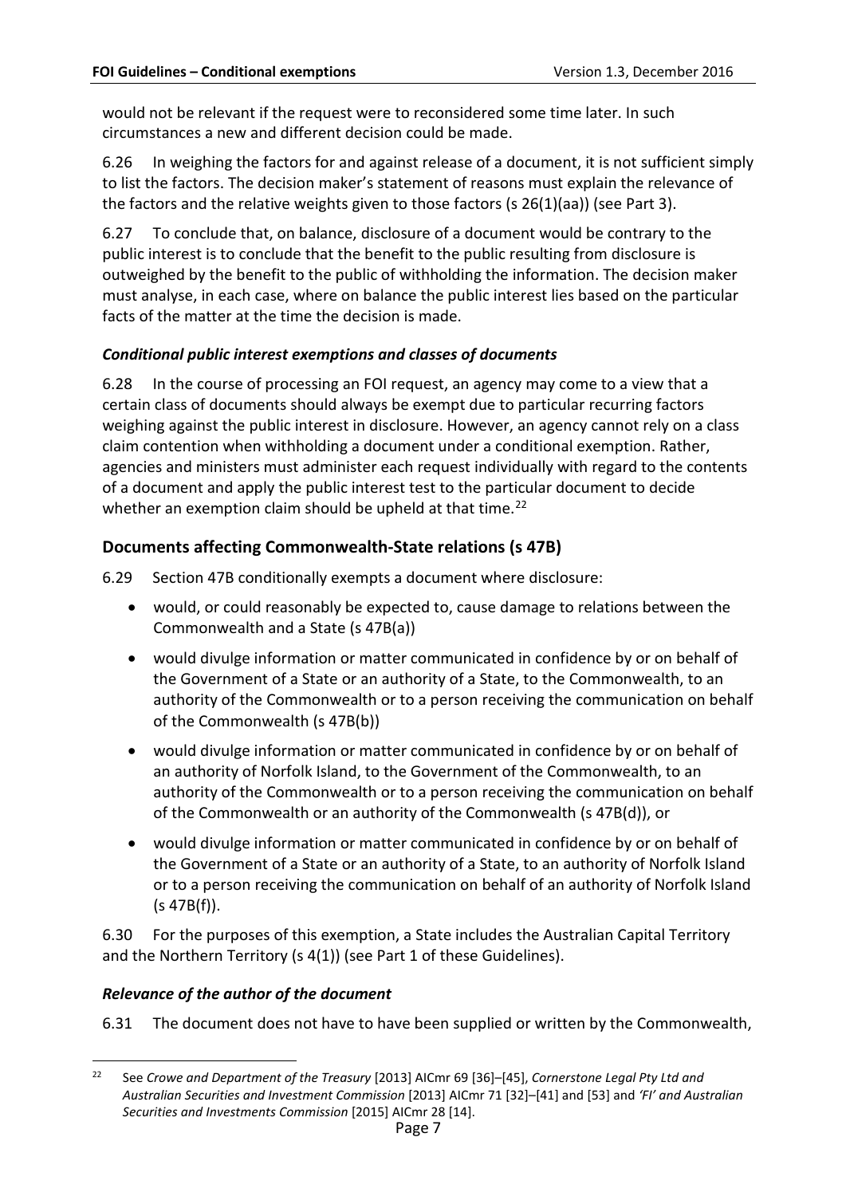would not be relevant if the request were to reconsidered some time later. In such circumstances a new and different decision could be made.

6.26 In weighing the factors for and against release of a document, it is not sufficient simply to list the factors. The decision maker's statement of reasons must explain the relevance of the factors and the relative weights given to those factors (s 26(1)(aa)) (see Part 3).

6.27 To conclude that, on balance, disclosure of a document would be contrary to the public interest is to conclude that the benefit to the public resulting from disclosure is outweighed by the benefit to the public of withholding the information. The decision maker must analyse, in each case, where on balance the public interest lies based on the particular facts of the matter at the time the decision is made.

### *Conditional public interest exemptions and classes of documents*

6.28 In the course of processing an FOI request, an agency may come to a view that a certain class of documents should always be exempt due to particular recurring factors weighing against the public interest in disclosure. However, an agency cannot rely on a class claim contention when withholding a document under a conditional exemption. Rather, agencies and ministers must administer each request individually with regard to the contents of a document and apply the public interest test to the particular document to decide whether an exemption claim should be upheld at that time.[22]

## Documents affecting Commonwealth-State relations (s 47B)

6.29 Section 47B conditionally exempts a document where disclosure:

- would, or could reasonably be expected to, cause damage to relations between the Commonwealth and a State (s 47B(a))
- would divulge information or matter communicated in confidence by or on behalf of the Government of a State or an authority of a State, to the Commonwealth, to an authority of the Commonwealth or to a person receiving the communication on behalf of the Commonwealth (s 47B(b))
- would divulge information or matter communicated in confidence by or on behalf of an authority of Norfolk Island, to the Government of the Commonwealth, to an authority of the Commonwealth or to a person receiving the communication on behalf of the Commonwealth or an authority of the Commonwealth (s 47B(d)), or
- would divulge information or matter communicated in confidence by or on behalf of the Government of a State or an authority of a State, to an authority of Norfolk Island or to a person receiving the communication on behalf of an authority of Norfolk Island (s 47B(f)).

6.30 For the purposes of this exemption, a State includes the Australian Capital Territory and the Northern Territory (s 4(1)) (see Part 1 of these Guidelines).

### *Relevance of the author of the document*

6.31 The document does not have to have been supplied or written by the Commonwealth,

[22] See *Crowe and Department of the Treasury* [2013] AICmr 69 [36]–[45], *Cornerstone Legal Pty Ltd and Australian Securities and Investment Commission* [2013] AICmr 71 [32]–[41] and [53] and *'FI' and Australian Securities and Investments Commission* [2015] AICmr 28 [14].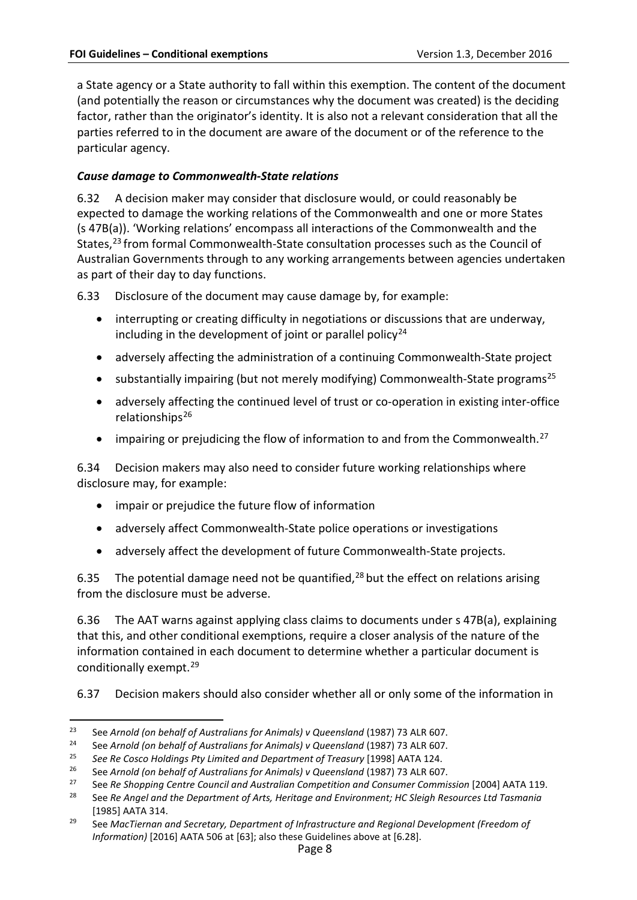a State agency or a State authority to fall within this exemption. The content of the document (and potentially the reason or circumstances why the document was created) is the deciding factor, rather than the originator's identity. It is also not a relevant consideration that all the parties referred to in the document are aware of the document or of the reference to the particular agency.

### *Cause damage to Commonwealth-State relations*

6.32 A decision maker may consider that disclosure would, or could reasonably be expected to damage the working relations of the Commonwealth and one or more States (s 47B(a)). 'Working relations' encompass all interactions of the Commonwealth and the States,[23] from formal Commonwealth-State consultation processes such as the Council of Australian Governments through to any working arrangements between agencies undertaken as part of their day to day functions.

6.33 Disclosure of the document may cause damage by, for example:

- interrupting or creating difficulty in negotiations or discussions that are underway, including in the development of joint or parallel policy[24]
- adversely affecting the administration of a continuing Commonwealth-State project
- substantially impairing (but not merely modifying) Commonwealth-State programs[25]
- adversely affecting the continued level of trust or co-operation in existing inter-office relationships[26]
- impairing or prejudicing the flow of information to and from the Commonwealth.[27]

6.34 Decision makers may also need to consider future working relationships where disclosure may, for example:

- impair or prejudice the future flow of information
- adversely affect Commonwealth-State police operations or investigations
- adversely affect the development of future Commonwealth-State projects.

6.35 The potential damage need not be quantified,[28] but the effect on relations arising from the disclosure must be adverse.

6.36 The AAT warns against applying class claims to documents under s 47B(a), explaining that this, and other conditional exemptions, require a closer analysis of the nature of the information contained in each document to determine whether a particular document is conditionally exempt.[29]

6.37 Decision makers should also consider whether all or only some of the information in

---

[23] See *Arnold (on behalf of Australians for Animals) v Queensland* (1987) 73 ALR 607.

[24] See *Arnold (on behalf of Australians for Animals) v Queensland* (1987) 73 ALR 607.

[25] *See Re Cosco Holdings Pty Limited and Department of Treasury* [1998] AATA 124.

[26] See *Arnold (on behalf of Australians for Animals) v Queensland* (1987) 73 ALR 607.

[27] See *Re Shopping Centre Council and Australian Competition and Consumer Commission* [2004] AATA 119.

[28] See *Re Angel and the Department of Arts, Heritage and Environment; HC Sleigh Resources Ltd Tasmania* [1985] AATA 314.

[29] See *MacTiernan and Secretary, Department of Infrastructure and Regional Development (Freedom of Information)* [2016] AATA 506 at [63]; also these Guidelines above at [6.28].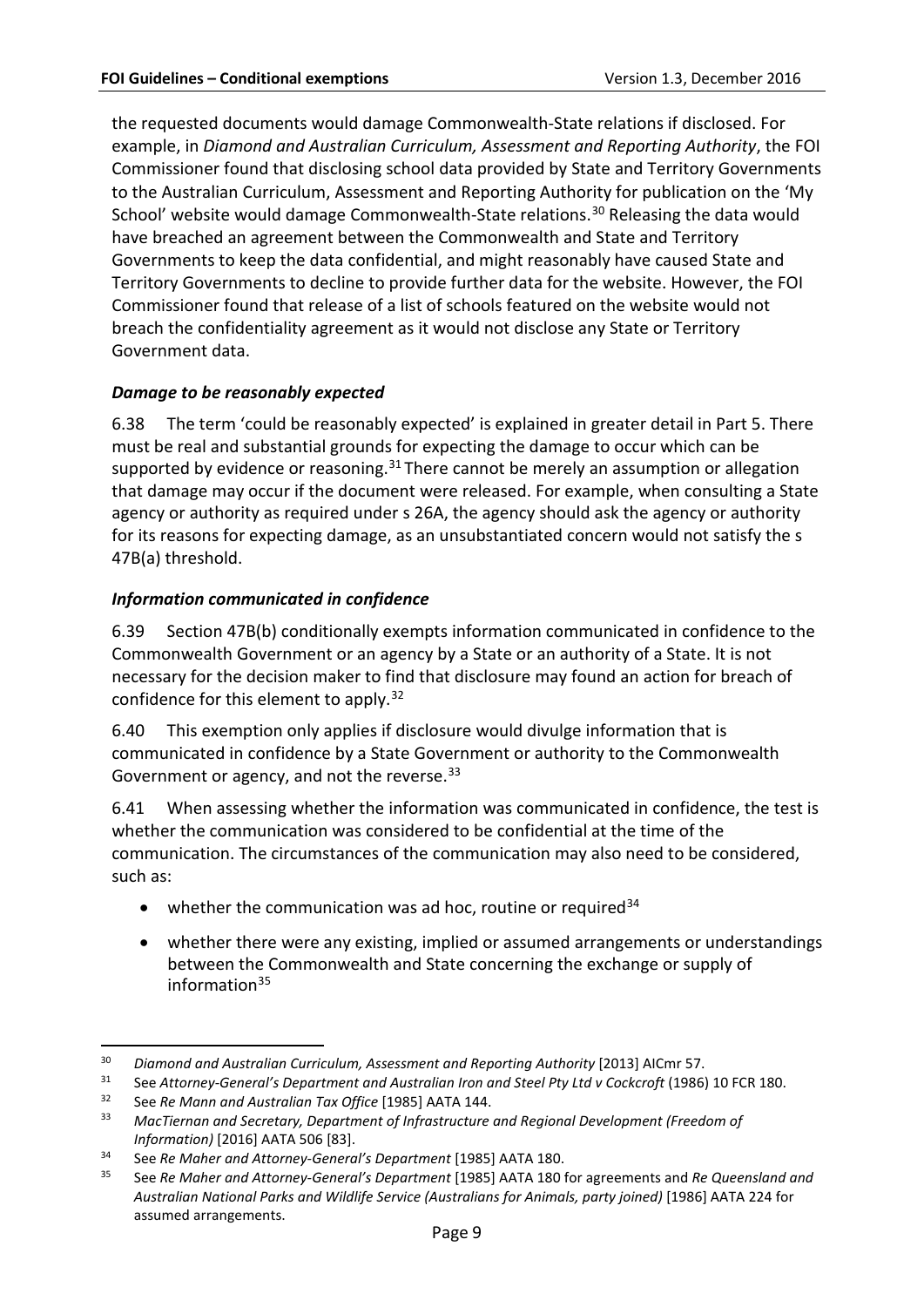the requested documents would damage Commonwealth-State relations if disclosed. For example, in *Diamond and Australian Curriculum, Assessment and Reporting Authority*, the FOI Commissioner found that disclosing school data provided by State and Territory Governments to the Australian Curriculum, Assessment and Reporting Authority for publication on the 'My School' website would damage Commonwealth-State relations.[30] Releasing the data would have breached an agreement between the Commonwealth and State and Territory Governments to keep the data confidential, and might reasonably have caused State and Territory Governments to decline to provide further data for the website. However, the FOI Commissioner found that release of a list of schools featured on the website would not breach the confidentiality agreement as it would not disclose any State or Territory Government data.

### *Damage to be reasonably expected*

6.38 The term 'could be reasonably expected' is explained in greater detail in Part 5. There must be real and substantial grounds for expecting the damage to occur which can be supported by evidence or reasoning.[31] There cannot be merely an assumption or allegation that damage may occur if the document were released. For example, when consulting a State agency or authority as required under s 26A, the agency should ask the agency or authority for its reasons for expecting damage, as an unsubstantiated concern would not satisfy the s 47B(a) threshold.

### *Information communicated in confidence*

6.39 Section 47B(b) conditionally exempts information communicated in confidence to the Commonwealth Government or an agency by a State or an authority of a State. It is not necessary for the decision maker to find that disclosure may found an action for breach of confidence for this element to apply.[32]

6.40 This exemption only applies if disclosure would divulge information that is communicated in confidence by a State Government or authority to the Commonwealth Government or agency, and not the reverse.[33]

6.41 When assessing whether the information was communicated in confidence, the test is whether the communication was considered to be confidential at the time of the communication. The circumstances of the communication may also need to be considered, such as:

- whether the communication was ad hoc, routine or required[34]
- whether there were any existing, implied or assumed arrangements or understandings between the Commonwealth and State concerning the exchange or supply of information[35]

---

[30] *Diamond and Australian Curriculum, Assessment and Reporting Authority* [2013] AICmr 57.

[31] See *Attorney-General's Department and Australian Iron and Steel Pty Ltd v Cockcroft* (1986) 10 FCR 180.

[32] See *Re Mann and Australian Tax Office* [1985] AATA 144.

[33] *MacTiernan and Secretary, Department of Infrastructure and Regional Development (Freedom of Information)* [2016] AATA 506 [83].

[34] See *Re Maher and Attorney-General's Department* [1985] AATA 180.

[35] See *Re Maher and Attorney-General's Department* [1985] AATA 180 for agreements and *Re Queensland and Australian National Parks and Wildlife Service (Australians for Animals, party joined)* [1986] AATA 224 for assumed arrangements.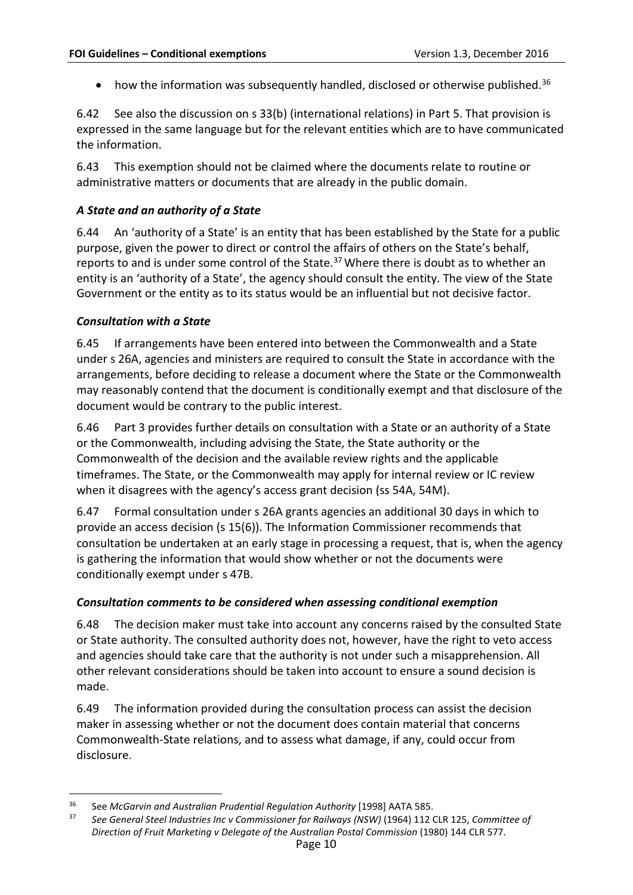- how the information was subsequently handled, disclosed or otherwise published.[36]

6.42 See also the discussion on s 33(b) (international relations) in Part 5. That provision is expressed in the same language but for the relevant entities which are to have communicated the information.

6.43 This exemption should not be claimed where the documents relate to routine or administrative matters or documents that are already in the public domain.

### *A State and an authority of a State*

6.44 An 'authority of a State' is an entity that has been established by the State for a public purpose, given the power to direct or control the affairs of others on the State's behalf, reports to and is under some control of the State.[37] Where there is doubt as to whether an entity is an 'authority of a State', the agency should consult the entity. The view of the State Government or the entity as to its status would be an influential but not decisive factor.

### *Consultation with a State*

6.45 If arrangements have been entered into between the Commonwealth and a State under s 26A, agencies and ministers are required to consult the State in accordance with the arrangements, before deciding to release a document where the State or the Commonwealth may reasonably contend that the document is conditionally exempt and that disclosure of the document would be contrary to the public interest.

6.46 Part 3 provides further details on consultation with a State or an authority of a State or the Commonwealth, including advising the State, the State authority or the Commonwealth of the decision and the available review rights and the applicable timeframes. The State, or the Commonwealth may apply for internal review or IC review when it disagrees with the agency's access grant decision (ss 54A, 54M).

6.47 Formal consultation under s 26A grants agencies an additional 30 days in which to provide an access decision (s 15(6)). The Information Commissioner recommends that consultation be undertaken at an early stage in processing a request, that is, when the agency is gathering the information that would show whether or not the documents were conditionally exempt under s 47B.

### *Consultation comments to be considered when assessing conditional exemption*

6.48 The decision maker must take into account any concerns raised by the consulted State or State authority. The consulted authority does not, however, have the right to veto access and agencies should take care that the authority is not under such a misapprehension. All other relevant considerations should be taken into account to ensure a sound decision is made.

6.49 The information provided during the consultation process can assist the decision maker in assessing whether or not the document does contain material that concerns Commonwealth-State relations, and to assess what damage, if any, could occur from disclosure.

---

[36] See *McGarvin and Australian Prudential Regulation Authority* [1998] AATA 585.

[37] *See General Steel Industries Inc v Commissioner for Railways (NSW)* (1964) 112 CLR 125, *Committee of Direction of Fruit Marketing v Delegate of the Australian Postal Commission* (1980) 144 CLR 577.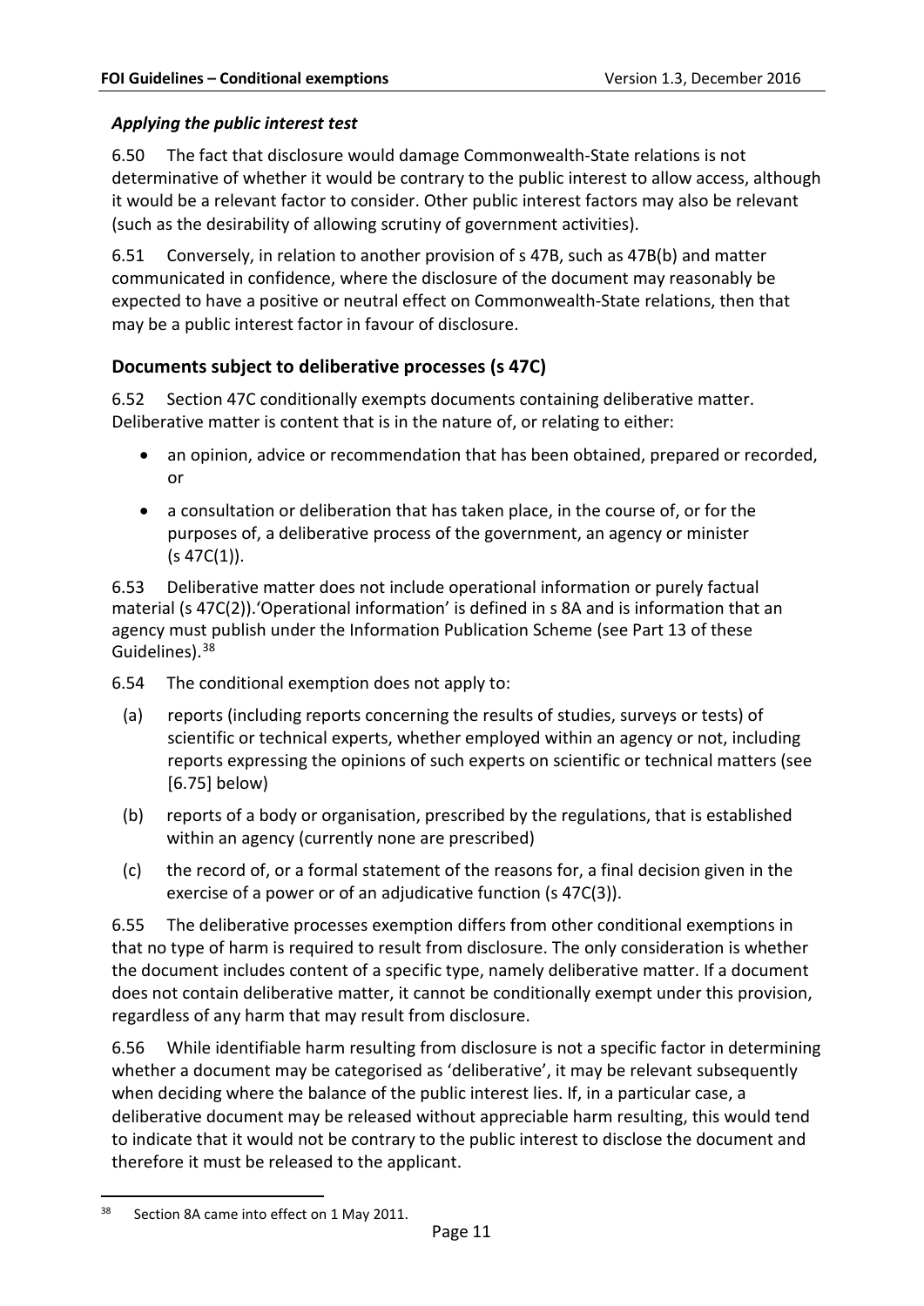### *Applying the public interest test*

6.50 The fact that disclosure would damage Commonwealth-State relations is not determinative of whether it would be contrary to the public interest to allow access, although it would be a relevant factor to consider. Other public interest factors may also be relevant (such as the desirability of allowing scrutiny of government activities).

6.51 Conversely, in relation to another provision of s 47B, such as 47B(b) and matter communicated in confidence, where the disclosure of the document may reasonably be expected to have a positive or neutral effect on Commonwealth-State relations, then that may be a public interest factor in favour of disclosure.

## Documents subject to deliberative processes (s 47C)

6.52 Section 47C conditionally exempts documents containing deliberative matter. Deliberative matter is content that is in the nature of, or relating to either:

- an opinion, advice or recommendation that has been obtained, prepared or recorded, or
- a consultation or deliberation that has taken place, in the course of, or for the purposes of, a deliberative process of the government, an agency or minister (s 47C(1)).

6.53 Deliberative matter does not include operational information or purely factual material (s 47C(2)).'Operational information' is defined in s 8A and is information that an agency must publish under the Information Publication Scheme (see Part 13 of these Guidelines).[38]

6.54 The conditional exemption does not apply to:

(a) reports (including reports concerning the results of studies, surveys or tests) of scientific or technical experts, whether employed within an agency or not, including reports expressing the opinions of such experts on scientific or technical matters (see [6.75] below)

(b) reports of a body or organisation, prescribed by the regulations, that is established within an agency (currently none are prescribed)

(c) the record of, or a formal statement of the reasons for, a final decision given in the exercise of a power or of an adjudicative function (s 47C(3)).

6.55 The deliberative processes exemption differs from other conditional exemptions in that no type of harm is required to result from disclosure. The only consideration is whether the document includes content of a specific type, namely deliberative matter. If a document does not contain deliberative matter, it cannot be conditionally exempt under this provision, regardless of any harm that may result from disclosure.

6.56 While identifiable harm resulting from disclosure is not a specific factor in determining whether a document may be categorised as 'deliberative', it may be relevant subsequently when deciding where the balance of the public interest lies. If, in a particular case, a deliberative document may be released without appreciable harm resulting, this would tend to indicate that it would not be contrary to the public interest to disclose the document and therefore it must be released to the applicant.

---

[38] Section 8A came into effect on 1 May 2011.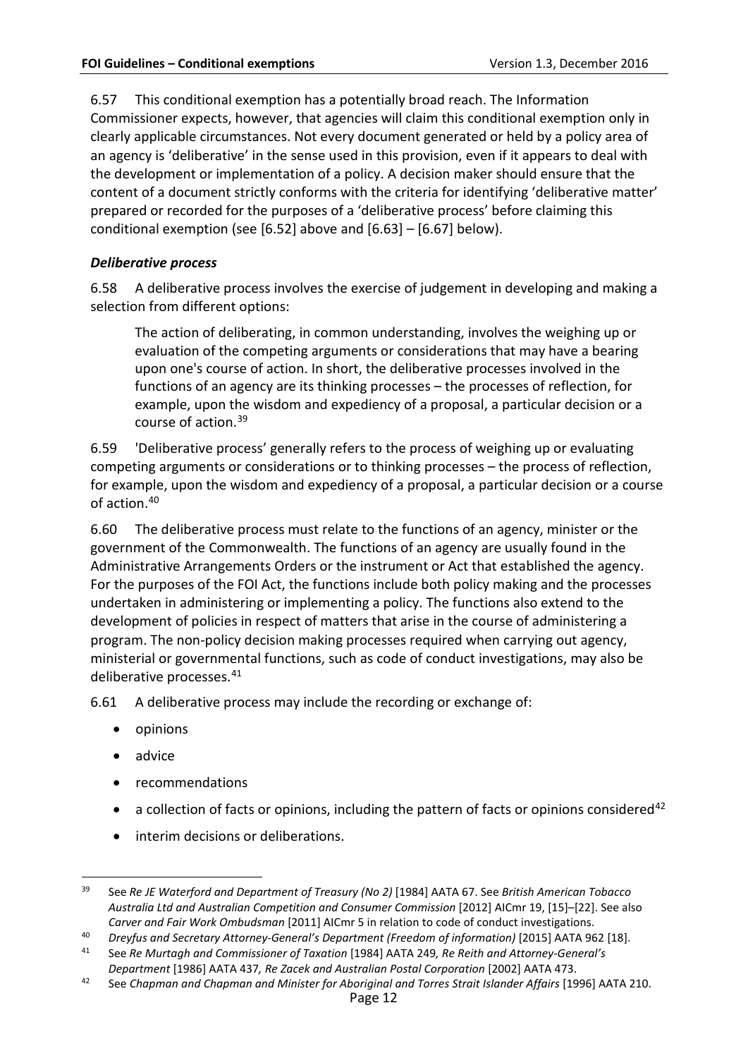6.57 This conditional exemption has a potentially broad reach. The Information Commissioner expects, however, that agencies will claim this conditional exemption only in clearly applicable circumstances. Not every document generated or held by a policy area of an agency is 'deliberative' in the sense used in this provision, even if it appears to deal with the development or implementation of a policy. A decision maker should ensure that the content of a document strictly conforms with the criteria for identifying 'deliberative matter' prepared or recorded for the purposes of a 'deliberative process' before claiming this conditional exemption (see [6.52] above and [6.63] – [6.67] below).

### *Deliberative process*

6.58 A deliberative process involves the exercise of judgement in developing and making a selection from different options:

> The action of deliberating, in common understanding, involves the weighing up or evaluation of the competing arguments or considerations that may have a bearing upon one's course of action. In short, the deliberative processes involved in the functions of an agency are its thinking processes – the processes of reflection, for example, upon the wisdom and expediency of a proposal, a particular decision or a course of action.[39]

6.59 'Deliberative process' generally refers to the process of weighing up or evaluating competing arguments or considerations or to thinking processes – the process of reflection, for example, upon the wisdom and expediency of a proposal, a particular decision or a course of action.[40]

6.60 The deliberative process must relate to the functions of an agency, minister or the government of the Commonwealth. The functions of an agency are usually found in the Administrative Arrangements Orders or the instrument or Act that established the agency. For the purposes of the FOI Act, the functions include both policy making and the processes undertaken in administering or implementing a policy. The functions also extend to the development of policies in respect of matters that arise in the course of administering a program. The non-policy decision making processes required when carrying out agency, ministerial or governmental functions, such as code of conduct investigations, may also be deliberative processes.[41]

6.61 A deliberative process may include the recording or exchange of:

- opinions
- advice
- recommendations
- a collection of facts or opinions, including the pattern of facts or opinions considered[42]
- interim decisions or deliberations.

---

[39] See *Re JE Waterford and Department of Treasury (No 2)* [1984] AATA 67. See *British American Tobacco Australia Ltd and Australian Competition and Consumer Commission* [2012] AICmr 19, [15]–[22]. See also *Carver and Fair Work Ombudsman* [2011] AICmr 5 in relation to code of conduct investigations.

[40] *Dreyfus and Secretary Attorney-General's Department (Freedom of information)* [2015] AATA 962 [18].

[41] See *Re Murtagh and Commissioner of Taxation* [1984] AATA 249*, Re Reith and Attorney-General's Department* [1986] AATA 437*, Re Zacek and Australian Postal Corporation* [2002] AATA 473.

[42] See *Chapman and Chapman and Minister for Aboriginal and Torres Strait Islander Affairs* [1996] AATA 210.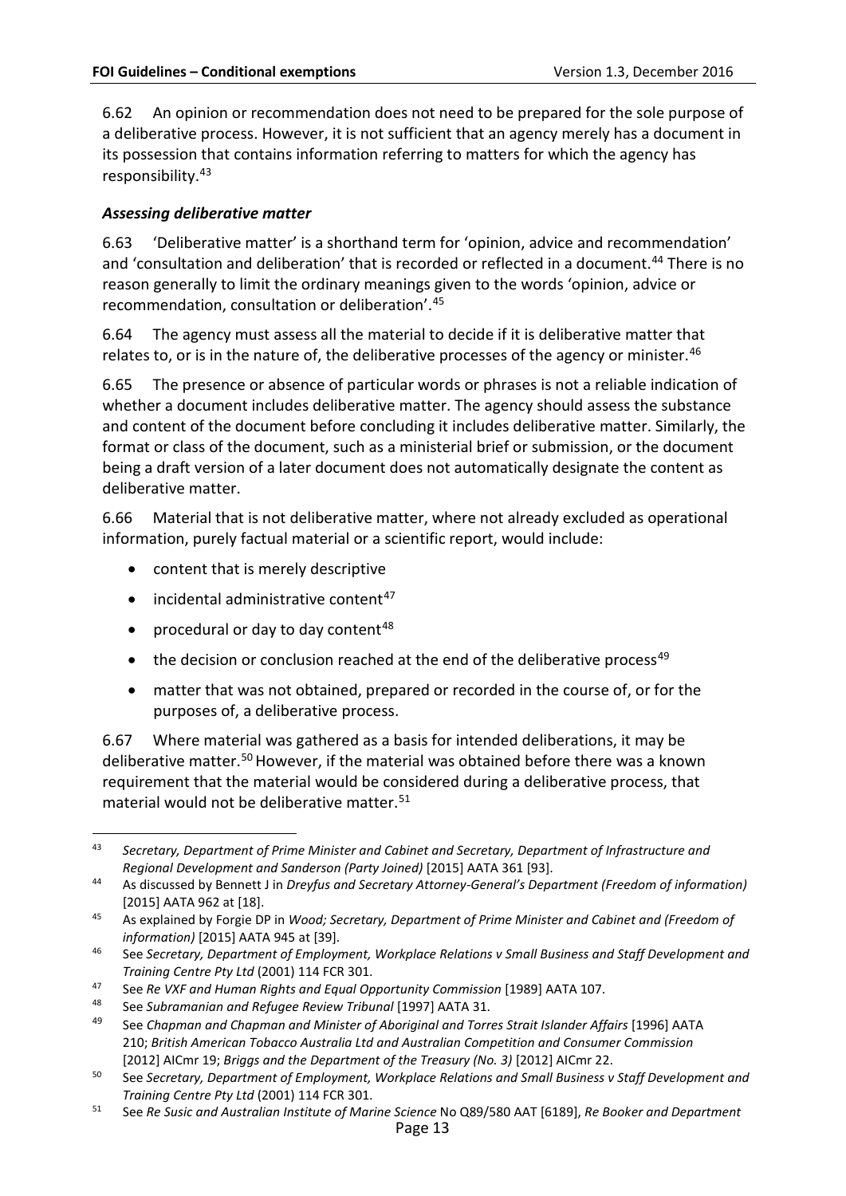6.62 An opinion or recommendation does not need to be prepared for the sole purpose of a deliberative process. However, it is not sufficient that an agency merely has a document in its possession that contains information referring to matters for which the agency has responsibility.[43]

### *Assessing deliberative matter*

6.63 'Deliberative matter' is a shorthand term for 'opinion, advice and recommendation' and 'consultation and deliberation' that is recorded or reflected in a document.[44] There is no reason generally to limit the ordinary meanings given to the words 'opinion, advice or recommendation, consultation or deliberation'.[45]

6.64 The agency must assess all the material to decide if it is deliberative matter that relates to, or is in the nature of, the deliberative processes of the agency or minister.[46]

6.65 The presence or absence of particular words or phrases is not a reliable indication of whether a document includes deliberative matter. The agency should assess the substance and content of the document before concluding it includes deliberative matter. Similarly, the format or class of the document, such as a ministerial brief or submission, or the document being a draft version of a later document does not automatically designate the content as deliberative matter.

6.66 Material that is not deliberative matter, where not already excluded as operational information, purely factual material or a scientific report, would include:

- content that is merely descriptive
- incidental administrative content[47]
- procedural or day to day content[48]
- the decision or conclusion reached at the end of the deliberative process[49]
- matter that was not obtained, prepared or recorded in the course of, or for the purposes of, a deliberative process.

6.67 Where material was gathered as a basis for intended deliberations, it may be deliberative matter.[50] However, if the material was obtained before there was a known requirement that the material would be considered during a deliberative process, that material would not be deliberative matter.[51]

---

[43] *Secretary, Department of Prime Minister and Cabinet and Secretary, Department of Infrastructure and Regional Development and Sanderson (Party Joined)* [2015] AATA 361 [93].

[44] As discussed by Bennett J in *Dreyfus and Secretary Attorney-General's Department (Freedom of information)* [2015] AATA 962 at [18].

[45] As explained by Forgie DP in *Wood; Secretary, Department of Prime Minister and Cabinet and (Freedom of information)* [2015] AATA 945 at [39].

[46] See *Secretary, Department of Employment, Workplace Relations v Small Business and Staff Development and Training Centre Pty Ltd* (2001) 114 FCR 301.

[47] See *Re VXF and Human Rights and Equal Opportunity Commission* [1989] AATA 107.

[48] See *Subramanian and Refugee Review Tribunal* [1997] AATA 31.

[49] See *Chapman and Chapman and Minister of Aboriginal and Torres Strait Islander Affairs* [1996] AATA 210; *British American Tobacco Australia Ltd and Australian Competition and Consumer Commission* [2012] AICmr 19; *Briggs and the Department of the Treasury (No. 3)* [2012] AICmr 22.

[50] See *Secretary, Department of Employment, Workplace Relations and Small Business v Staff Development and Training Centre Pty Ltd* (2001) 114 FCR 301.

[51] See *Re Susic and Australian Institute of Marine Science* No Q89/580 AAT [6189], *Re Booker and Department*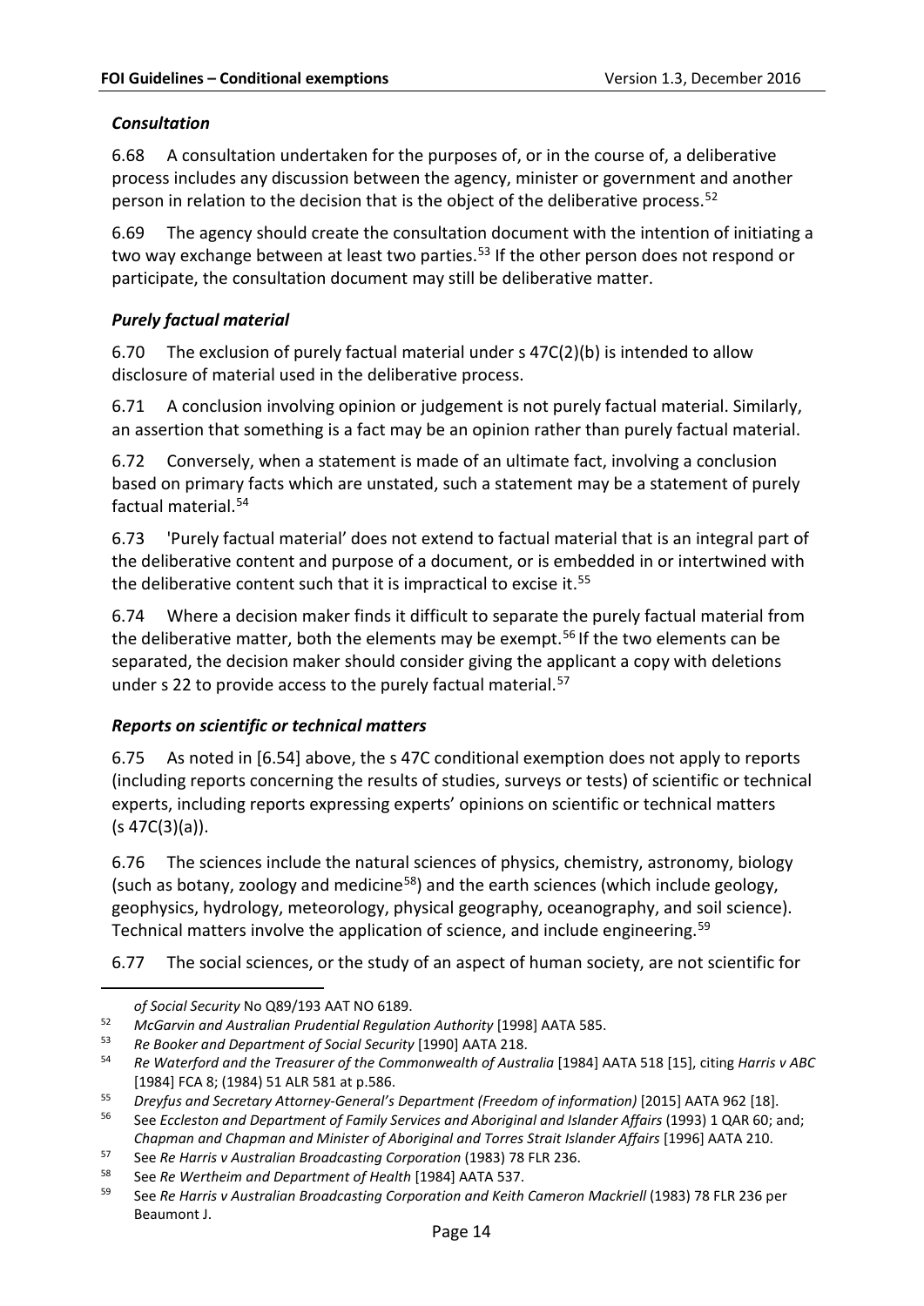### *Consultation*

6.68 A consultation undertaken for the purposes of, or in the course of, a deliberative process includes any discussion between the agency, minister or government and another person in relation to the decision that is the object of the deliberative process.[52]

6.69 The agency should create the consultation document with the intention of initiating a two way exchange between at least two parties.[53] If the other person does not respond or participate, the consultation document may still be deliberative matter.

### *Purely factual material*

6.70 The exclusion of purely factual material under s 47C(2)(b) is intended to allow disclosure of material used in the deliberative process.

6.71 A conclusion involving opinion or judgement is not purely factual material. Similarly, an assertion that something is a fact may be an opinion rather than purely factual material.

6.72 Conversely, when a statement is made of an ultimate fact, involving a conclusion based on primary facts which are unstated, such a statement may be a statement of purely factual material.[54]

6.73 'Purely factual material' does not extend to factual material that is an integral part of the deliberative content and purpose of a document, or is embedded in or intertwined with the deliberative content such that it is impractical to excise it.[55]

6.74 Where a decision maker finds it difficult to separate the purely factual material from the deliberative matter, both the elements may be exempt.[56] If the two elements can be separated, the decision maker should consider giving the applicant a copy with deletions under s 22 to provide access to the purely factual material.[57]

### *Reports on scientific or technical matters*

6.75 As noted in [6.54] above, the s 47C conditional exemption does not apply to reports (including reports concerning the results of studies, surveys or tests) of scientific or technical experts, including reports expressing experts' opinions on scientific or technical matters (s 47C(3)(a)).

6.76 The sciences include the natural sciences of physics, chemistry, astronomy, biology (such as botany, zoology and medicine[58]) and the earth sciences (which include geology, geophysics, hydrology, meteorology, physical geography, oceanography, and soil science). Technical matters involve the application of science, and include engineering.[59]

6.77 The social sciences, or the study of an aspect of human society, are not scientific for

---

*of Social Security* No Q89/193 AAT NO 6189.

52 *McGarvin and Australian Prudential Regulation Authority* [1998] AATA 585.

53 *Re Booker and Department of Social Security* [1990] AATA 218.

54 *Re Waterford and the Treasurer of the Commonwealth of Australia* [1984] AATA 518 [15], citing *Harris v ABC* [1984] FCA 8; (1984) 51 ALR 581 at p.586.

55 *Dreyfus and Secretary Attorney-General's Department (Freedom of information)* [2015] AATA 962 [18].

56 See *Eccleston and Department of Family Services and Aboriginal and Islander Affairs* (1993) 1 QAR 60; and; *Chapman and Chapman and Minister of Aboriginal and Torres Strait Islander Affairs* [1996] AATA 210.

57 See *Re Harris v Australian Broadcasting Corporation* (1983) 78 FLR 236.

58 See *Re Wertheim and Department of Health* [1984] AATA 537.

59 See *Re Harris v Australian Broadcasting Corporation and Keith Cameron Mackriell* (1983) 78 FLR 236 per Beaumont J.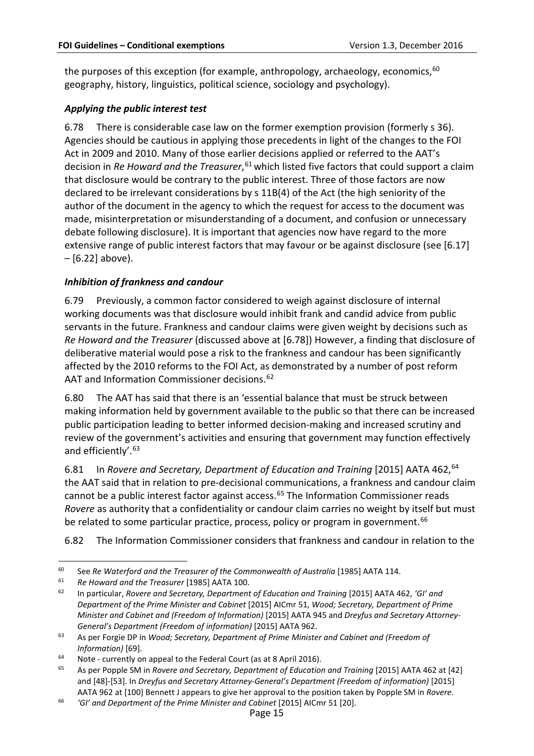the purposes of this exception (for example, anthropology, archaeology, economics,[60] geography, history, linguistics, political science, sociology and psychology).

### *Applying the public interest test*

6.78 There is considerable case law on the former exemption provision (formerly s 36). Agencies should be cautious in applying those precedents in light of the changes to the FOI Act in 2009 and 2010. Many of those earlier decisions applied or referred to the AAT's decision in *Re Howard and the Treasurer*,[61] which listed five factors that could support a claim that disclosure would be contrary to the public interest. Three of those factors are now declared to be irrelevant considerations by s 11B(4) of the Act (the high seniority of the author of the document in the agency to which the request for access to the document was made, misinterpretation or misunderstanding of a document, and confusion or unnecessary debate following disclosure). It is important that agencies now have regard to the more extensive range of public interest factors that may favour or be against disclosure (see [6.17] – [6.22] above).

### *Inhibition of frankness and candour*

6.79 Previously, a common factor considered to weigh against disclosure of internal working documents was that disclosure would inhibit frank and candid advice from public servants in the future. Frankness and candour claims were given weight by decisions such as *Re Howard and the Treasurer* (discussed above at [6.78]) However, a finding that disclosure of deliberative material would pose a risk to the frankness and candour has been significantly affected by the 2010 reforms to the FOI Act, as demonstrated by a number of post reform AAT and Information Commissioner decisions.[62]

6.80 The AAT has said that there is an 'essential balance that must be struck between making information held by government available to the public so that there can be increased public participation leading to better informed decision-making and increased scrutiny and review of the government's activities and ensuring that government may function effectively and efficiently'.[63]

6.81 In *Rovere and Secretary, Department of Education and Training* [2015] AATA 462,[64] the AAT said that in relation to pre-decisional communications, a frankness and candour claim cannot be a public interest factor against access.[65] The Information Commissioner reads *Rovere* as authority that a confidentiality or candour claim carries no weight by itself but must be related to some particular practice, process, policy or program in government.[66]

6.82 The Information Commissioner considers that frankness and candour in relation to the

---

[60] See *Re Waterford and the Treasurer of the Commonwealth of Australia* [1985] AATA 114.

[61] *Re Howard and the Treasurer* [1985] AATA 100.

[62] In particular, *Rovere and Secretary, Department of Education and Training* [2015] AATA 462, *'GI' and Department of the Prime Minister and Cabinet* [2015] AICmr 51, *Wood; Secretary, Department of Prime Minister and Cabinet and (Freedom of Information)* [2015] AATA 945 and *Dreyfus and Secretary Attorney-General's Department (Freedom of information)* [2015] AATA 962.

[63] As per Forgie DP in *Wood; Secretary, Department of Prime Minister and Cabinet and (Freedom of Information)* [69].

[64] Note - currently on appeal to the Federal Court (as at 8 April 2016).

[65] As per Popple SM in *Rovere and Secretary, Department of Education and Training* [2015] AATA 462 at [42] and [48]-[53]. In *Dreyfus and Secretary Attorney-General's Department (Freedom of information)* [2015] AATA 962 at [100] Bennett J appears to give her approval to the position taken by Popple SM in *Rovere*.

[66] *'GI' and Department of the Prime Minister and Cabinet* [2015] AICmr 51 [20].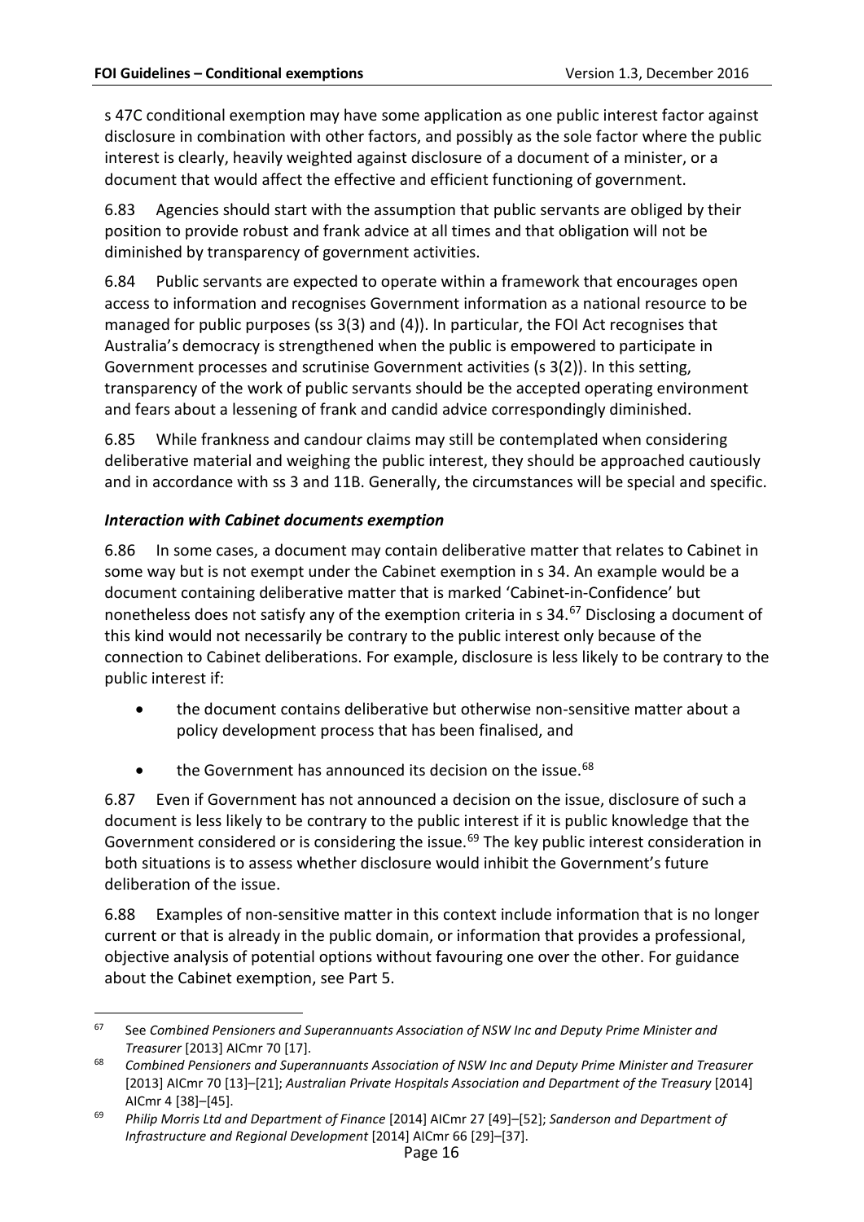s 47C conditional exemption may have some application as one public interest factor against disclosure in combination with other factors, and possibly as the sole factor where the public interest is clearly, heavily weighted against disclosure of a document of a minister, or a document that would affect the effective and efficient functioning of government.

6.83 Agencies should start with the assumption that public servants are obliged by their position to provide robust and frank advice at all times and that obligation will not be diminished by transparency of government activities.

6.84 Public servants are expected to operate within a framework that encourages open access to information and recognises Government information as a national resource to be managed for public purposes (ss 3(3) and (4)). In particular, the FOI Act recognises that Australia's democracy is strengthened when the public is empowered to participate in Government processes and scrutinise Government activities (s 3(2)). In this setting, transparency of the work of public servants should be the accepted operating environment and fears about a lessening of frank and candid advice correspondingly diminished.

6.85 While frankness and candour claims may still be contemplated when considering deliberative material and weighing the public interest, they should be approached cautiously and in accordance with ss 3 and 11B. Generally, the circumstances will be special and specific.

### *Interaction with Cabinet documents exemption*

6.86 In some cases, a document may contain deliberative matter that relates to Cabinet in some way but is not exempt under the Cabinet exemption in s 34. An example would be a document containing deliberative matter that is marked 'Cabinet-in-Confidence' but nonetheless does not satisfy any of the exemption criteria in s 34.[67] Disclosing a document of this kind would not necessarily be contrary to the public interest only because of the connection to Cabinet deliberations. For example, disclosure is less likely to be contrary to the public interest if:

- the document contains deliberative but otherwise non-sensitive matter about a policy development process that has been finalised, and
- the Government has announced its decision on the issue.[68]

6.87 Even if Government has not announced a decision on the issue, disclosure of such a document is less likely to be contrary to the public interest if it is public knowledge that the Government considered or is considering the issue.[69] The key public interest consideration in both situations is to assess whether disclosure would inhibit the Government's future deliberation of the issue.

6.88 Examples of non-sensitive matter in this context include information that is no longer current or that is already in the public domain, or information that provides a professional, objective analysis of potential options without favouring one over the other. For guidance about the Cabinet exemption, see Part 5.

---

[67] See *Combined Pensioners and Superannuants Association of NSW Inc and Deputy Prime Minister and Treasurer* [2013] AICmr 70 [17].

[68] *Combined Pensioners and Superannuants Association of NSW Inc and Deputy Prime Minister and Treasurer* [2013] AICmr 70 [13]–[21]; *Australian Private Hospitals Association and Department of the Treasury* [2014] AICmr 4 [38]–[45].

[69] *Philip Morris Ltd and Department of Finance* [2014] AICmr 27 [49]–[52]; *Sanderson and Department of Infrastructure and Regional Development* [2014] AICmr 66 [29]–[37].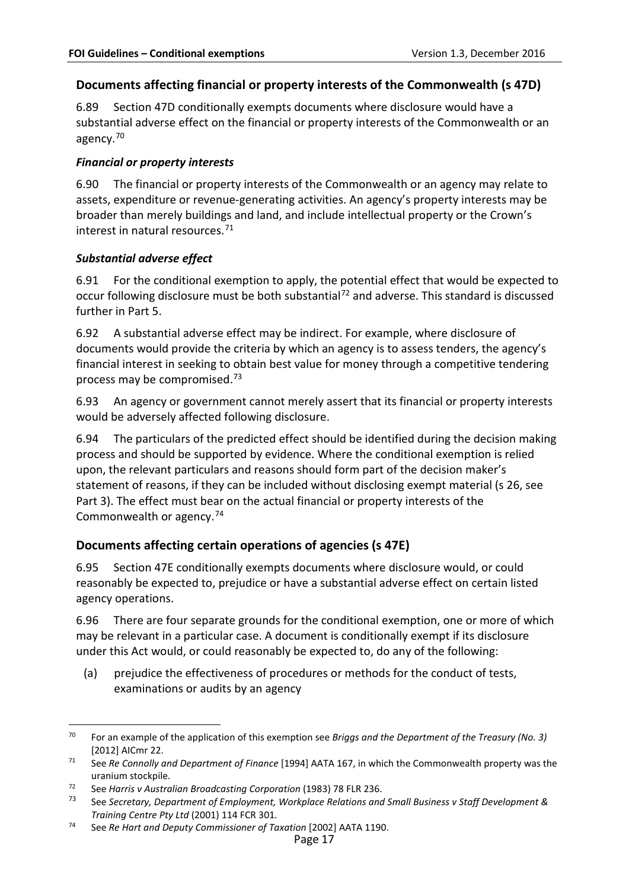## Documents affecting financial or property interests of the Commonwealth (s 47D)

6.89 Section 47D conditionally exempts documents where disclosure would have a substantial adverse effect on the financial or property interests of the Commonwealth or an agency.[70]

### *Financial or property interests*

6.90 The financial or property interests of the Commonwealth or an agency may relate to assets, expenditure or revenue-generating activities. An agency's property interests may be broader than merely buildings and land, and include intellectual property or the Crown's interest in natural resources.[71]

### *Substantial adverse effect*

6.91 For the conditional exemption to apply, the potential effect that would be expected to occur following disclosure must be both substantial[72] and adverse. This standard is discussed further in Part 5.

6.92 A substantial adverse effect may be indirect. For example, where disclosure of documents would provide the criteria by which an agency is to assess tenders, the agency's financial interest in seeking to obtain best value for money through a competitive tendering process may be compromised.[73]

6.93 An agency or government cannot merely assert that its financial or property interests would be adversely affected following disclosure.

6.94 The particulars of the predicted effect should be identified during the decision making process and should be supported by evidence. Where the conditional exemption is relied upon, the relevant particulars and reasons should form part of the decision maker's statement of reasons, if they can be included without disclosing exempt material (s 26, see Part 3). The effect must bear on the actual financial or property interests of the Commonwealth or agency.[74]

## Documents affecting certain operations of agencies (s 47E)

6.95 Section 47E conditionally exempts documents where disclosure would, or could reasonably be expected to, prejudice or have a substantial adverse effect on certain listed agency operations.

6.96 There are four separate grounds for the conditional exemption, one or more of which may be relevant in a particular case. A document is conditionally exempt if its disclosure under this Act would, or could reasonably be expected to, do any of the following:

(a) prejudice the effectiveness of procedures or methods for the conduct of tests, examinations or audits by an agency

---

[70] For an example of the application of this exemption see *Briggs and the Department of the Treasury (No. 3)* [2012] AICmr 22.

[71] See *Re Connolly and Department of Finance* [1994] AATA 167, in which the Commonwealth property was the uranium stockpile.

[72] See *Harris v Australian Broadcasting Corporation* (1983) 78 FLR 236.

[73] See *Secretary, Department of Employment, Workplace Relations and Small Business v Staff Development & Training Centre Pty Ltd* (2001) 114 FCR 301.

[74] See *Re Hart and Deputy Commissioner of Taxation* [2002] AATA 1190.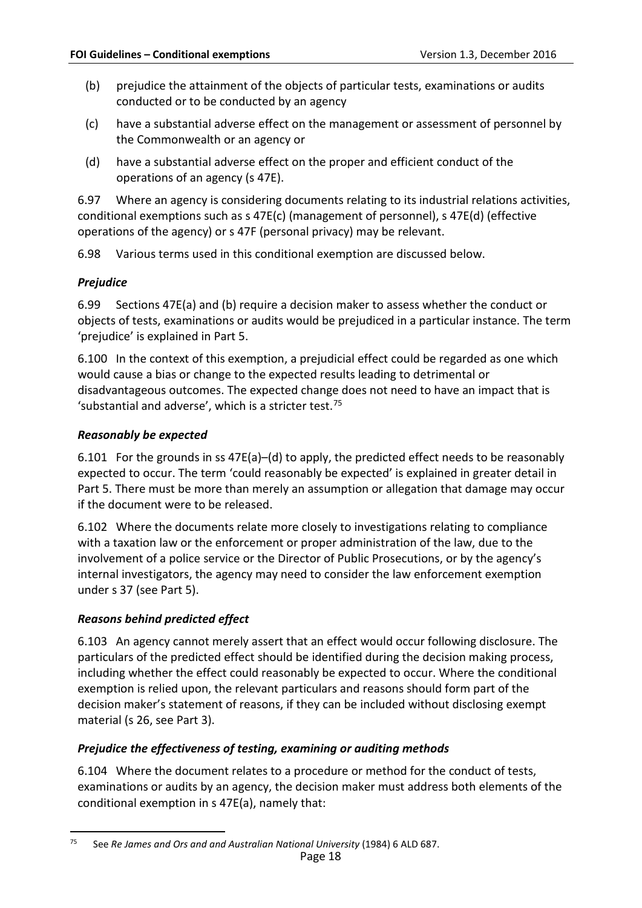(b) prejudice the attainment of the objects of particular tests, examinations or audits conducted or to be conducted by an agency

(c) have a substantial adverse effect on the management or assessment of personnel by the Commonwealth or an agency or

(d) have a substantial adverse effect on the proper and efficient conduct of the operations of an agency (s 47E).

6.97 Where an agency is considering documents relating to its industrial relations activities, conditional exemptions such as s 47E(c) (management of personnel), s 47E(d) (effective operations of the agency) or s 47F (personal privacy) may be relevant.

6.98 Various terms used in this conditional exemption are discussed below.

### *Prejudice*

6.99 Sections 47E(a) and (b) require a decision maker to assess whether the conduct or objects of tests, examinations or audits would be prejudiced in a particular instance. The term 'prejudice' is explained in Part 5.

6.100 In the context of this exemption, a prejudicial effect could be regarded as one which would cause a bias or change to the expected results leading to detrimental or disadvantageous outcomes. The expected change does not need to have an impact that is 'substantial and adverse', which is a stricter test.[75]

### *Reasonably be expected*

6.101 For the grounds in ss 47E(a)–(d) to apply, the predicted effect needs to be reasonably expected to occur. The term 'could reasonably be expected' is explained in greater detail in Part 5. There must be more than merely an assumption or allegation that damage may occur if the document were to be released.

6.102 Where the documents relate more closely to investigations relating to compliance with a taxation law or the enforcement or proper administration of the law, due to the involvement of a police service or the Director of Public Prosecutions, or by the agency's internal investigators, the agency may need to consider the law enforcement exemption under s 37 (see Part 5).

### *Reasons behind predicted effect*

6.103 An agency cannot merely assert that an effect would occur following disclosure. The particulars of the predicted effect should be identified during the decision making process, including whether the effect could reasonably be expected to occur. Where the conditional exemption is relied upon, the relevant particulars and reasons should form part of the decision maker's statement of reasons, if they can be included without disclosing exempt material (s 26, see Part 3).

### *Prejudice the effectiveness of testing, examining or auditing methods*

6.104 Where the document relates to a procedure or method for the conduct of tests, examinations or audits by an agency, the decision maker must address both elements of the conditional exemption in s 47E(a), namely that:

---

[75] See *Re James and Ors and and Australian National University* (1984) 6 ALD 687.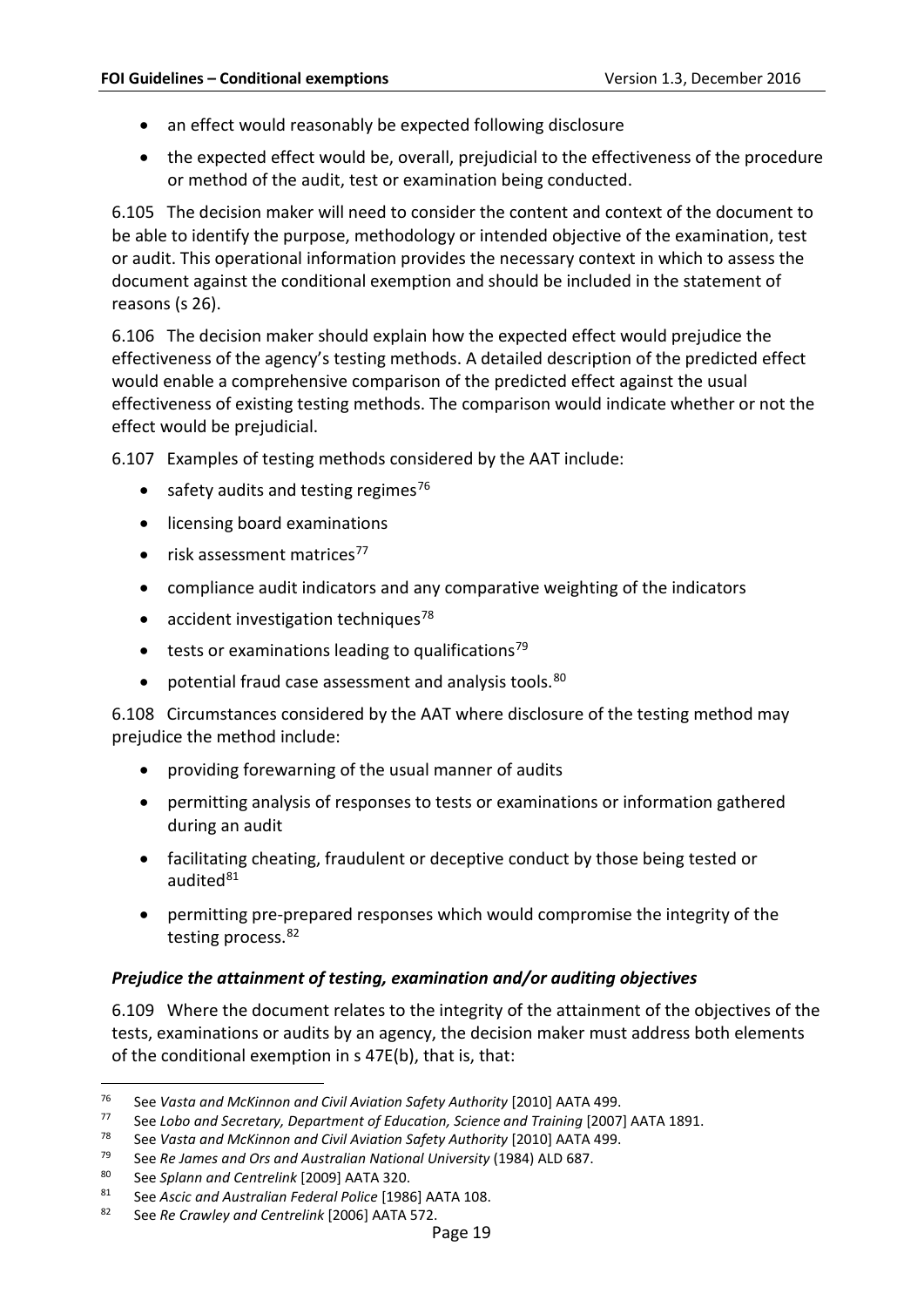- an effect would reasonably be expected following disclosure
- the expected effect would be, overall, prejudicial to the effectiveness of the procedure or method of the audit, test or examination being conducted.

6.105 The decision maker will need to consider the content and context of the document to be able to identify the purpose, methodology or intended objective of the examination, test or audit. This operational information provides the necessary context in which to assess the document against the conditional exemption and should be included in the statement of reasons (s 26).

6.106 The decision maker should explain how the expected effect would prejudice the effectiveness of the agency's testing methods. A detailed description of the predicted effect would enable a comprehensive comparison of the predicted effect against the usual effectiveness of existing testing methods. The comparison would indicate whether or not the effect would be prejudicial.

6.107 Examples of testing methods considered by the AAT include:

- safety audits and testing regimes[76]
- licensing board examinations
- risk assessment matrices[77]
- compliance audit indicators and any comparative weighting of the indicators
- accident investigation techniques[78]
- tests or examinations leading to qualifications[79]
- potential fraud case assessment and analysis tools.[80]

6.108 Circumstances considered by the AAT where disclosure of the testing method may prejudice the method include:

- providing forewarning of the usual manner of audits
- permitting analysis of responses to tests or examinations or information gathered during an audit
- facilitating cheating, fraudulent or deceptive conduct by those being tested or audited[81]
- permitting pre-prepared responses which would compromise the integrity of the testing process.[82]

### *Prejudice the attainment of testing, examination and/or auditing objectives*

6.109 Where the document relates to the integrity of the attainment of the objectives of the tests, examinations or audits by an agency, the decision maker must address both elements of the conditional exemption in s 47E(b), that is, that:

---

[76] See *Vasta and McKinnon and Civil Aviation Safety Authority* [2010] AATA 499.

[77] See *Lobo and Secretary, Department of Education, Science and Training* [2007] AATA 1891.

[78] See *Vasta and McKinnon and Civil Aviation Safety Authority* [2010] AATA 499.

[79] See *Re James and Ors and Australian National University* (1984) ALD 687.

[80] See *Splann and Centrelink* [2009] AATA 320.

[81] See *Ascic and Australian Federal Police* [1986] AATA 108.

[82] See *Re Crawley and Centrelink* [2006] AATA 572.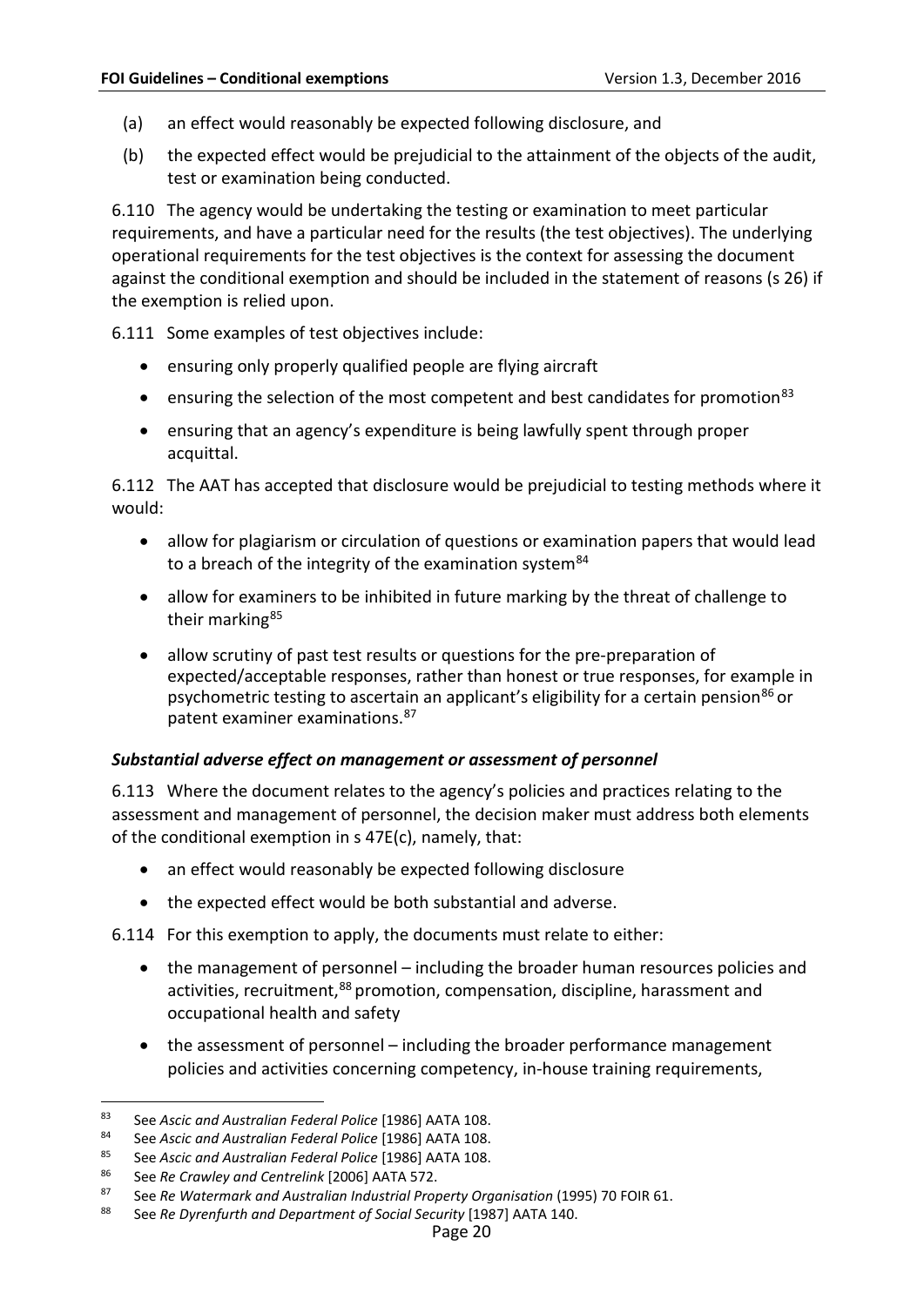(a) an effect would reasonably be expected following disclosure, and

(b) the expected effect would be prejudicial to the attainment of the objects of the audit, test or examination being conducted.

6.110 The agency would be undertaking the testing or examination to meet particular requirements, and have a particular need for the results (the test objectives). The underlying operational requirements for the test objectives is the context for assessing the document against the conditional exemption and should be included in the statement of reasons (s 26) if the exemption is relied upon.

6.111 Some examples of test objectives include:

- ensuring only properly qualified people are flying aircraft
- ensuring the selection of the most competent and best candidates for promotion[83]
- ensuring that an agency's expenditure is being lawfully spent through proper acquittal.

6.112 The AAT has accepted that disclosure would be prejudicial to testing methods where it would:

- allow for plagiarism or circulation of questions or examination papers that would lead to a breach of the integrity of the examination system[84]
- allow for examiners to be inhibited in future marking by the threat of challenge to their marking[85]
- allow scrutiny of past test results or questions for the pre-preparation of expected/acceptable responses, rather than honest or true responses, for example in psychometric testing to ascertain an applicant's eligibility for a certain pension[86] or patent examiner examinations.[87]

### *Substantial adverse effect on management or assessment of personnel*

6.113 Where the document relates to the agency's policies and practices relating to the assessment and management of personnel, the decision maker must address both elements of the conditional exemption in s 47E(c), namely, that:

- an effect would reasonably be expected following disclosure
- the expected effect would be both substantial and adverse.

6.114 For this exemption to apply, the documents must relate to either:

- the management of personnel – including the broader human resources policies and activities, recruitment,[88] promotion, compensation, discipline, harassment and occupational health and safety
- the assessment of personnel – including the broader performance management policies and activities concerning competency, in-house training requirements,

---

[83] See *Ascic and Australian Federal Police* [1986] AATA 108.

[84] See *Ascic and Australian Federal Police* [1986] AATA 108.

[85] See *Ascic and Australian Federal Police* [1986] AATA 108.

[86] See *Re Crawley and Centrelink* [2006] AATA 572.

[87] See *Re Watermark and Australian Industrial Property Organisation* (1995) 70 FOIR 61.

[88] See *Re Dyrenfurth and Department of Social Security* [1987] AATA 140.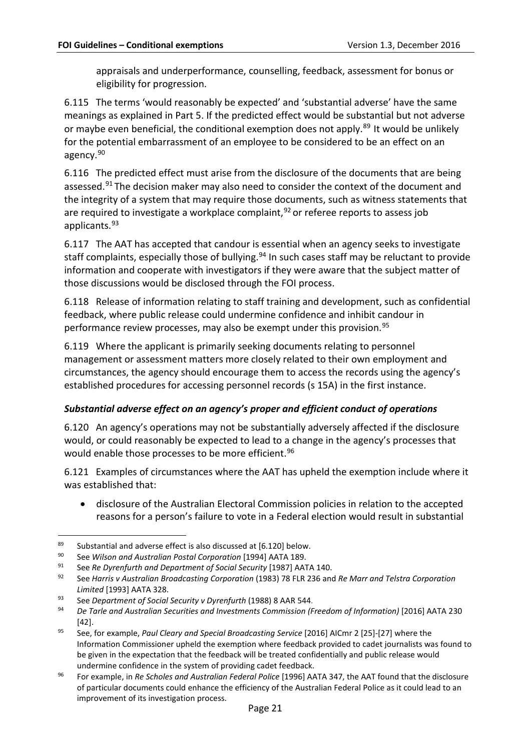appraisals and underperformance, counselling, feedback, assessment for bonus or eligibility for progression.

6.115 The terms 'would reasonably be expected' and 'substantial adverse' have the same meanings as explained in Part 5. If the predicted effect would be substantial but not adverse or maybe even beneficial, the conditional exemption does not apply.[89] It would be unlikely for the potential embarrassment of an employee to be considered to be an effect on an agency.[90]

6.116 The predicted effect must arise from the disclosure of the documents that are being assessed.[91] The decision maker may also need to consider the context of the document and the integrity of a system that may require those documents, such as witness statements that are required to investigate a workplace complaint,[92] or referee reports to assess job applicants.[93]

6.117 The AAT has accepted that candour is essential when an agency seeks to investigate staff complaints, especially those of bullying.[94] In such cases staff may be reluctant to provide information and cooperate with investigators if they were aware that the subject matter of those discussions would be disclosed through the FOI process.

6.118 Release of information relating to staff training and development, such as confidential feedback, where public release could undermine confidence and inhibit candour in performance review processes, may also be exempt under this provision.[95]

6.119 Where the applicant is primarily seeking documents relating to personnel management or assessment matters more closely related to their own employment and circumstances, the agency should encourage them to access the records using the agency's established procedures for accessing personnel records (s 15A) in the first instance.

### *Substantial adverse effect on an agency's proper and efficient conduct of operations*

6.120 An agency's operations may not be substantially adversely affected if the disclosure would, or could reasonably be expected to lead to a change in the agency's processes that would enable those processes to be more efficient.[96]

6.121 Examples of circumstances where the AAT has upheld the exemption include where it was established that:

- disclosure of the Australian Electoral Commission policies in relation to the accepted reasons for a person's failure to vote in a Federal election would result in substantial

---

[89] Substantial and adverse effect is also discussed at [6.120] below.

[90] See *Wilson and Australian Postal Corporation* [1994] AATA 189.

[91] See *Re Dyrenfurth and Department of Social Security* [1987] AATA 140.

[92] See *Harris v Australian Broadcasting Corporation* (1983) 78 FLR 236 and *Re Marr and Telstra Corporation Limited* [1993] AATA 328.

[93] See *Department of Social Security v Dyrenfurth* (1988) 8 AAR 544.

[94] *De Tarle and Australian Securities and Investments Commission (Freedom of Information)* [2016] AATA 230 [42].

[95] See, for example, *Paul Cleary and Special Broadcasting Service* [2016] AICmr 2 [25]-[27] where the Information Commissioner upheld the exemption where feedback provided to cadet journalists was found to be given in the expectation that the feedback will be treated confidentially and public release would undermine confidence in the system of providing cadet feedback.

[96] For example, in *Re Scholes and Australian Federal Police* [1996] AATA 347, the AAT found that the disclosure of particular documents could enhance the efficiency of the Australian Federal Police as it could lead to an improvement of its investigation process.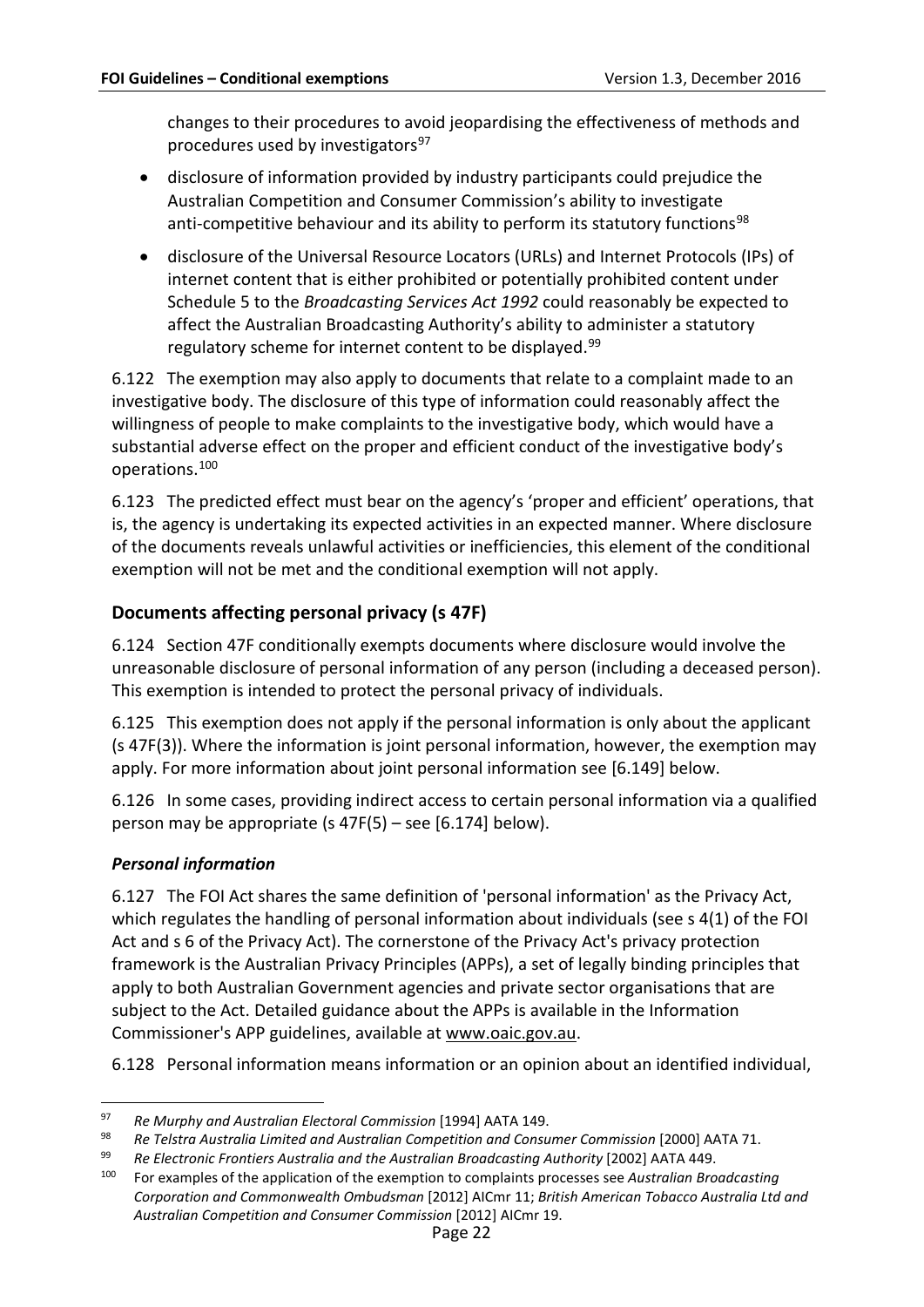changes to their procedures to avoid jeopardising the effectiveness of methods and procedures used by investigators[97]

- disclosure of information provided by industry participants could prejudice the Australian Competition and Consumer Commission's ability to investigate anti-competitive behaviour and its ability to perform its statutory functions[98]
- disclosure of the Universal Resource Locators (URLs) and Internet Protocols (IPs) of internet content that is either prohibited or potentially prohibited content under Schedule 5 to the *Broadcasting Services Act 1992* could reasonably be expected to affect the Australian Broadcasting Authority's ability to administer a statutory regulatory scheme for internet content to be displayed.[99]

6.122 The exemption may also apply to documents that relate to a complaint made to an investigative body. The disclosure of this type of information could reasonably affect the willingness of people to make complaints to the investigative body, which would have a substantial adverse effect on the proper and efficient conduct of the investigative body's operations.[100]

6.123 The predicted effect must bear on the agency's 'proper and efficient' operations, that is, the agency is undertaking its expected activities in an expected manner. Where disclosure of the documents reveals unlawful activities or inefficiencies, this element of the conditional exemption will not be met and the conditional exemption will not apply.

## Documents affecting personal privacy (s 47F)

6.124 Section 47F conditionally exempts documents where disclosure would involve the unreasonable disclosure of personal information of any person (including a deceased person). This exemption is intended to protect the personal privacy of individuals.

6.125 This exemption does not apply if the personal information is only about the applicant (s 47F(3)). Where the information is joint personal information, however, the exemption may apply. For more information about joint personal information see [6.149] below.

6.126 In some cases, providing indirect access to certain personal information via a qualified person may be appropriate (s 47F(5) – see [6.174] below).

### *Personal information*

6.127 The FOI Act shares the same definition of 'personal information' as the Privacy Act, which regulates the handling of personal information about individuals (see s 4(1) of the FOI Act and s 6 of the Privacy Act). The cornerstone of the Privacy Act's privacy protection framework is the Australian Privacy Principles (APPs), a set of legally binding principles that apply to both Australian Government agencies and private sector organisations that are subject to the Act. Detailed guidance about the APPs is available in the Information Commissioner's APP guidelines, available at www.oaic.gov.au.

6.128 Personal information means information or an opinion about an identified individual,

---

[97] *Re Murphy and Australian Electoral Commission* [1994] AATA 149.

[98] *Re Telstra Australia Limited and Australian Competition and Consumer Commission* [2000] AATA 71.

[99] *Re Electronic Frontiers Australia and the Australian Broadcasting Authority* [2002] AATA 449.

[100] For examples of the application of the exemption to complaints processes see *Australian Broadcasting Corporation and Commonwealth Ombudsman* [2012] AICmr 11; *British American Tobacco Australia Ltd and Australian Competition and Consumer Commission* [2012] AICmr 19.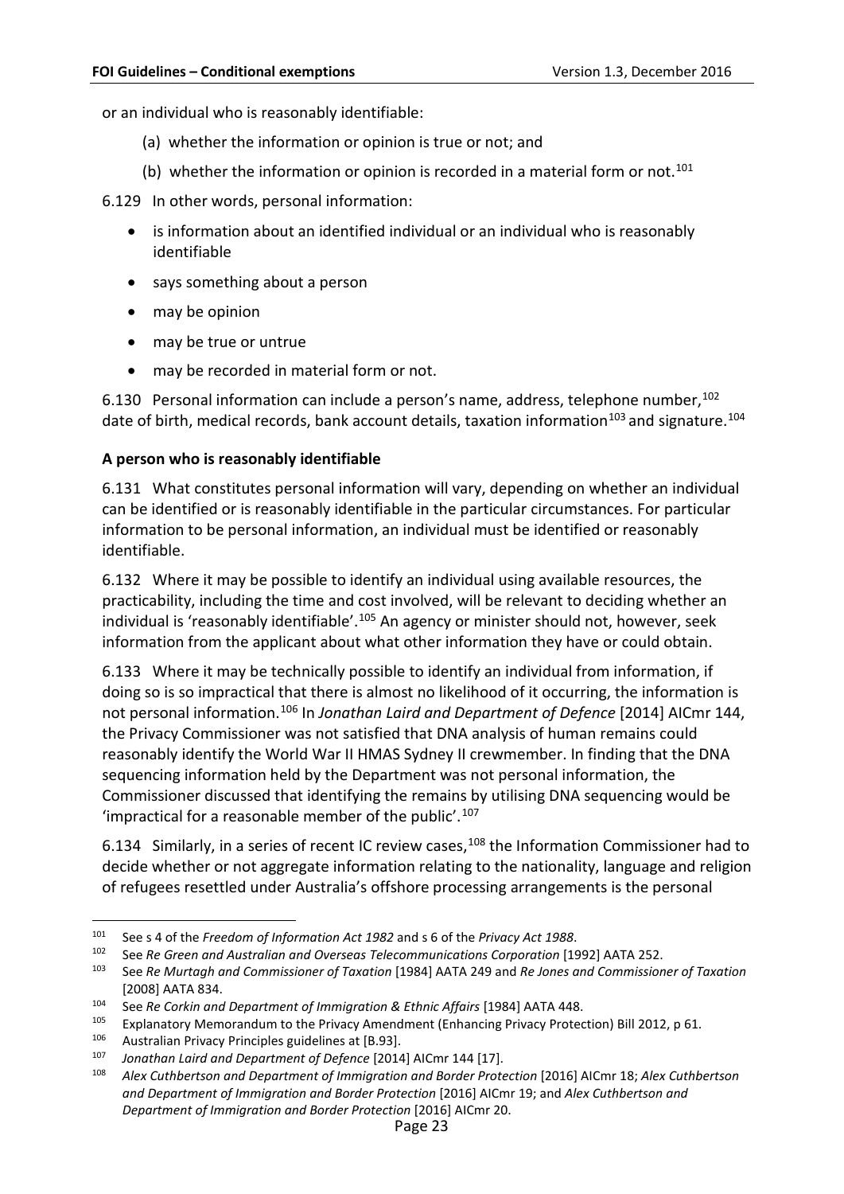or an individual who is reasonably identifiable:

(a) whether the information or opinion is true or not; and

(b) whether the information or opinion is recorded in a material form or not.[101]

6.129 In other words, personal information:

- is information about an identified individual or an individual who is reasonably identifiable
- says something about a person
- may be opinion
- may be true or untrue
- may be recorded in material form or not.

6.130 Personal information can include a person's name, address, telephone number,[102] date of birth, medical records, bank account details, taxation information[103] and signature.[104]

**A person who is reasonably identifiable**

6.131 What constitutes personal information will vary, depending on whether an individual can be identified or is reasonably identifiable in the particular circumstances. For particular information to be personal information, an individual must be identified or reasonably identifiable.

6.132 Where it may be possible to identify an individual using available resources, the practicability, including the time and cost involved, will be relevant to deciding whether an individual is 'reasonably identifiable'.[105] An agency or minister should not, however, seek information from the applicant about what other information they have or could obtain.

6.133 Where it may be technically possible to identify an individual from information, if doing so is so impractical that there is almost no likelihood of it occurring, the information is not personal information.[106] In *Jonathan Laird and Department of Defence* [2014] AICmr 144, the Privacy Commissioner was not satisfied that DNA analysis of human remains could reasonably identify the World War II HMAS Sydney II crewmember. In finding that the DNA sequencing information held by the Department was not personal information, the Commissioner discussed that identifying the remains by utilising DNA sequencing would be 'impractical for a reasonable member of the public'.[107]

6.134 Similarly, in a series of recent IC review cases,[108] the Information Commissioner had to decide whether or not aggregate information relating to the nationality, language and religion of refugees resettled under Australia's offshore processing arrangements is the personal

---

[101] See s 4 of the *Freedom of Information Act 1982* and s 6 of the *Privacy Act 1988*.

[102] See *Re Green and Australian and Overseas Telecommunications Corporation* [1992] AATA 252.

[103] See *Re Murtagh and Commissioner of Taxation* [1984] AATA 249 and *Re Jones and Commissioner of Taxation* [2008] AATA 834.

[104] See *Re Corkin and Department of Immigration & Ethnic Affairs* [1984] AATA 448.

[105] Explanatory Memorandum to the Privacy Amendment (Enhancing Privacy Protection) Bill 2012, p 61.

[106] Australian Privacy Principles guidelines at [B.93].

[107] *Jonathan Laird and Department of Defence* [2014] AICmr 144 [17].

[108] *Alex Cuthbertson and Department of Immigration and Border Protection* [2016] AICmr 18; *Alex Cuthbertson and Department of Immigration and Border Protection* [2016] AICmr 19; and *Alex Cuthbertson and Department of Immigration and Border Protection* [2016] AICmr 20.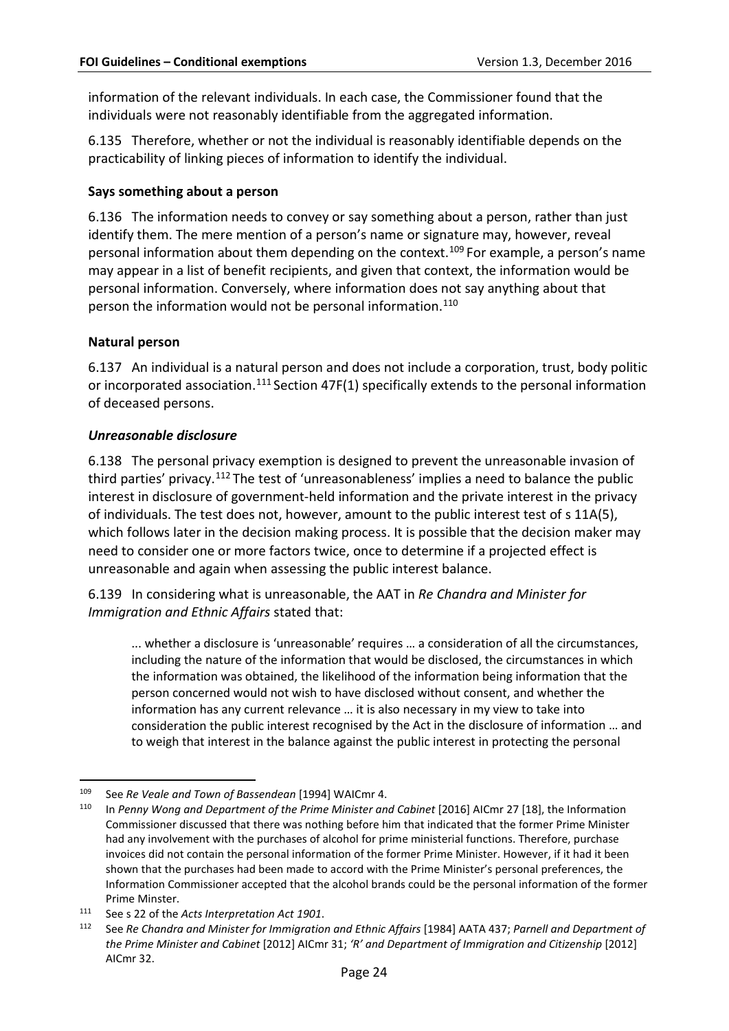information of the relevant individuals. In each case, the Commissioner found that the individuals were not reasonably identifiable from the aggregated information.

6.135 Therefore, whether or not the individual is reasonably identifiable depends on the practicability of linking pieces of information to identify the individual.

**Says something about a person**

6.136 The information needs to convey or say something about a person, rather than just identify them. The mere mention of a person's name or signature may, however, reveal personal information about them depending on the context.[109] For example, a person's name may appear in a list of benefit recipients, and given that context, the information would be personal information. Conversely, where information does not say anything about that person the information would not be personal information.[110]

**Natural person**

6.137 An individual is a natural person and does not include a corporation, trust, body politic or incorporated association.[111] Section 47F(1) specifically extends to the personal information of deceased persons.

***Unreasonable disclosure***

6.138 The personal privacy exemption is designed to prevent the unreasonable invasion of third parties' privacy.[112] The test of 'unreasonableness' implies a need to balance the public interest in disclosure of government-held information and the private interest in the privacy of individuals. The test does not, however, amount to the public interest test of s 11A(5), which follows later in the decision making process. It is possible that the decision maker may need to consider one or more factors twice, once to determine if a projected effect is unreasonable and again when assessing the public interest balance.

6.139 In considering what is unreasonable, the AAT in *Re Chandra and Minister for Immigration and Ethnic Affairs* stated that:

> ... whether a disclosure is 'unreasonable' requires … a consideration of all the circumstances, including the nature of the information that would be disclosed, the circumstances in which the information was obtained, the likelihood of the information being information that the person concerned would not wish to have disclosed without consent, and whether the information has any current relevance … it is also necessary in my view to take into consideration the public interest recognised by the Act in the disclosure of information … and to weigh that interest in the balance against the public interest in protecting the personal

---

[109] See *Re Veale and Town of Bassendean* [1994] WAICmr 4.

[110] In *Penny Wong and Department of the Prime Minister and Cabinet* [2016] AICmr 27 [18], the Information Commissioner discussed that there was nothing before him that indicated that the former Prime Minister had any involvement with the purchases of alcohol for prime ministerial functions. Therefore, purchase invoices did not contain the personal information of the former Prime Minister. However, if it had it been shown that the purchases had been made to accord with the Prime Minister's personal preferences, the Information Commissioner accepted that the alcohol brands could be the personal information of the former Prime Minster.

[111] See s 22 of the *Acts Interpretation Act 1901*.

[112] See *Re Chandra and Minister for Immigration and Ethnic Affairs* [1984] AATA 437; *Parnell and Department of the Prime Minister and Cabinet* [2012] AICmr 31; *'R' and Department of Immigration and Citizenship* [2012] AICmr 32.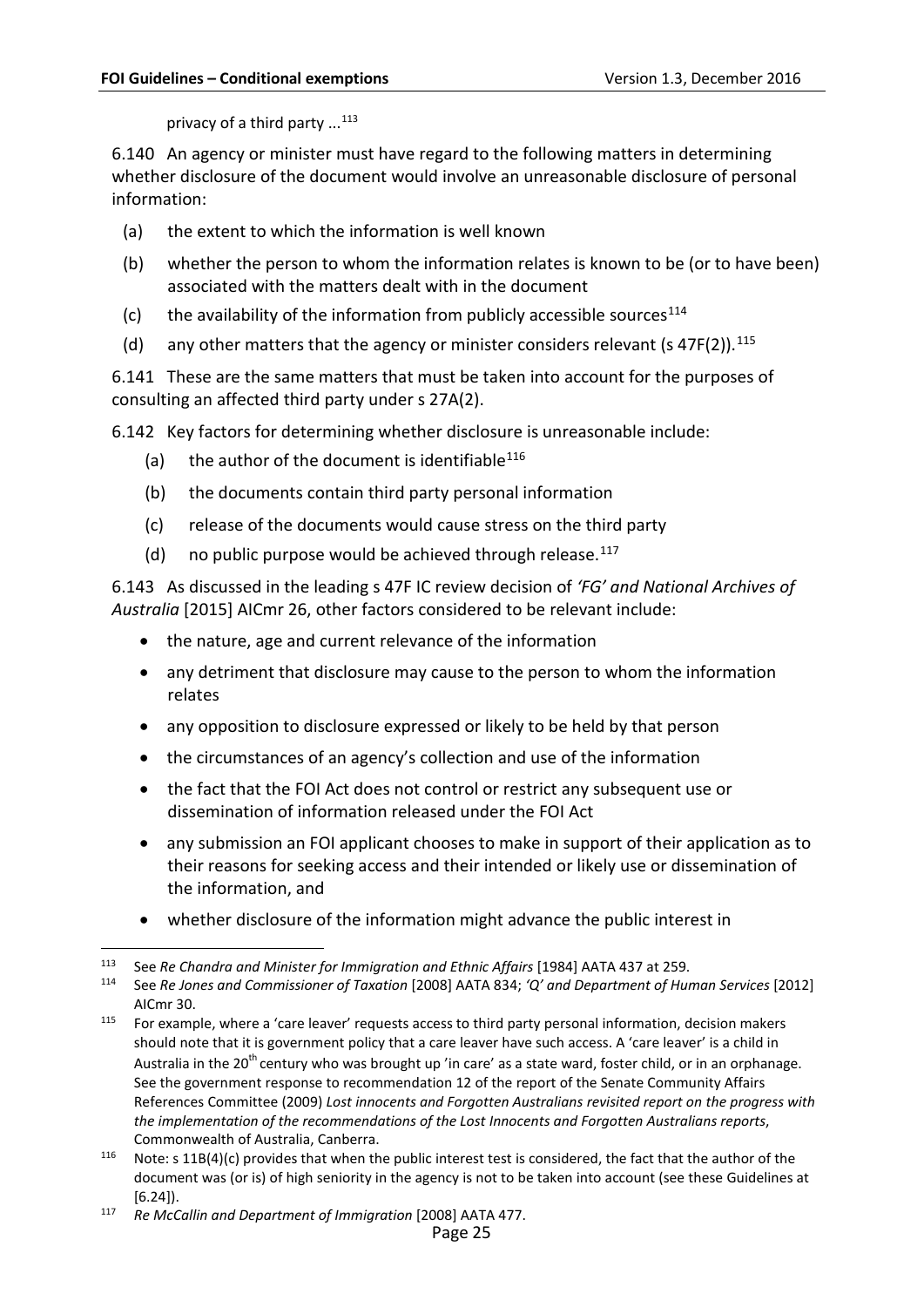privacy of a third party ...[113]

6.140 An agency or minister must have regard to the following matters in determining whether disclosure of the document would involve an unreasonable disclosure of personal information:

(a) the extent to which the information is well known

(b) whether the person to whom the information relates is known to be (or to have been) associated with the matters dealt with in the document

(c) the availability of the information from publicly accessible sources[114]

(d) any other matters that the agency or minister considers relevant (s 47F(2)).[115]

6.141 These are the same matters that must be taken into account for the purposes of consulting an affected third party under s 27A(2).

6.142 Key factors for determining whether disclosure is unreasonable include:

(a) the author of the document is identifiable[116]

(b) the documents contain third party personal information

(c) release of the documents would cause stress on the third party

(d) no public purpose would be achieved through release.[117]

6.143 As discussed in the leading s 47F IC review decision of *'FG' and National Archives of Australia* [2015] AICmr 26, other factors considered to be relevant include:

- the nature, age and current relevance of the information
- any detriment that disclosure may cause to the person to whom the information relates
- any opposition to disclosure expressed or likely to be held by that person
- the circumstances of an agency's collection and use of the information
- the fact that the FOI Act does not control or restrict any subsequent use or dissemination of information released under the FOI Act
- any submission an FOI applicant chooses to make in support of their application as to their reasons for seeking access and their intended or likely use or dissemination of the information, and
- whether disclosure of the information might advance the public interest in

---

[113] See *Re Chandra and Minister for Immigration and Ethnic Affairs* [1984] AATA 437 at 259.

[114] See *Re Jones and Commissioner of Taxation* [2008] AATA 834; *'Q' and Department of Human Services* [2012] AICmr 30.

[115] For example, where a 'care leaver' requests access to third party personal information, decision makers should note that it is government policy that a care leaver have such access. A 'care leaver' is a child in Australia in the 20th century who was brought up 'in care' as a state ward, foster child, or in an orphanage. See the government response to recommendation 12 of the report of the Senate Community Affairs References Committee (2009) *Lost innocents and Forgotten Australians revisited report on the progress with the implementation of the recommendations of the Lost Innocents and Forgotten Australians reports*, Commonwealth of Australia, Canberra.

[116] Note: s 11B(4)(c) provides that when the public interest test is considered, the fact that the author of the document was (or is) of high seniority in the agency is not to be taken into account (see these Guidelines at [6.24]).

[117] *Re McCallin and Department of Immigration* [2008] AATA 477.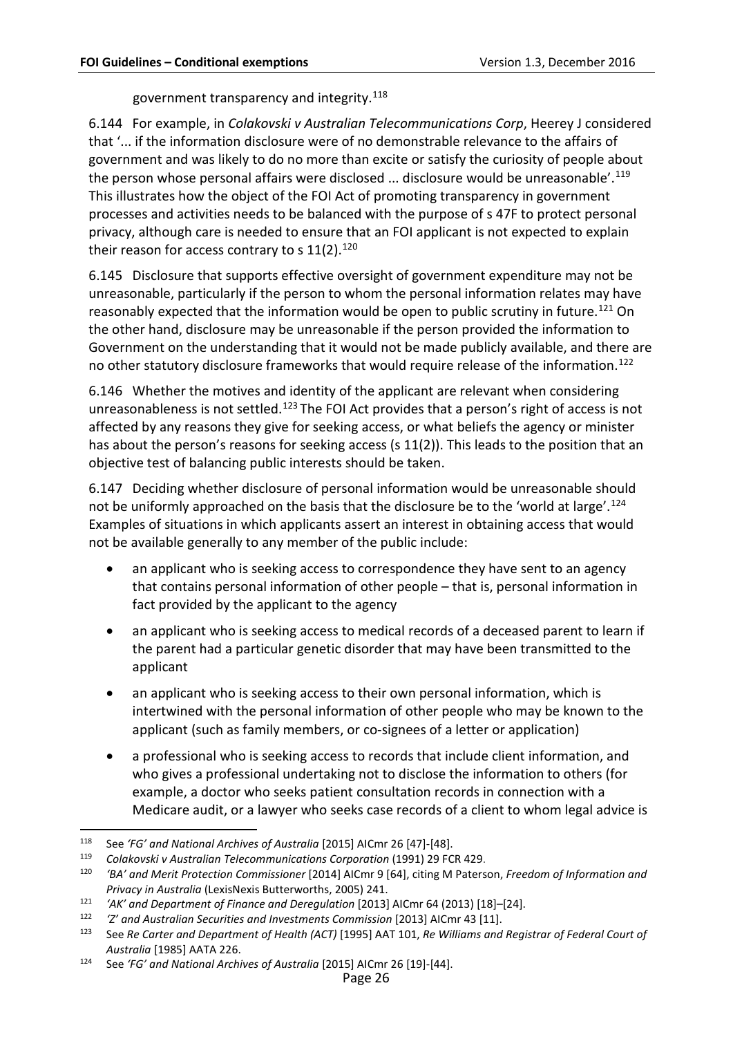government transparency and integrity.[118]

6.144 For example, in *Colakovski v Australian Telecommunications Corp*, Heerey J considered that '... if the information disclosure were of no demonstrable relevance to the affairs of government and was likely to do no more than excite or satisfy the curiosity of people about the person whose personal affairs were disclosed ... disclosure would be unreasonable'.[119] This illustrates how the object of the FOI Act of promoting transparency in government processes and activities needs to be balanced with the purpose of s 47F to protect personal privacy, although care is needed to ensure that an FOI applicant is not expected to explain their reason for access contrary to s 11(2).[120]

6.145 Disclosure that supports effective oversight of government expenditure may not be unreasonable, particularly if the person to whom the personal information relates may have reasonably expected that the information would be open to public scrutiny in future.[121] On the other hand, disclosure may be unreasonable if the person provided the information to Government on the understanding that it would not be made publicly available, and there are no other statutory disclosure frameworks that would require release of the information.[122]

6.146 Whether the motives and identity of the applicant are relevant when considering unreasonableness is not settled.[123] The FOI Act provides that a person's right of access is not affected by any reasons they give for seeking access, or what beliefs the agency or minister has about the person's reasons for seeking access (s 11(2)). This leads to the position that an objective test of balancing public interests should be taken.

6.147 Deciding whether disclosure of personal information would be unreasonable should not be uniformly approached on the basis that the disclosure be to the 'world at large'.[124] Examples of situations in which applicants assert an interest in obtaining access that would not be available generally to any member of the public include:

- an applicant who is seeking access to correspondence they have sent to an agency that contains personal information of other people – that is, personal information in fact provided by the applicant to the agency
- an applicant who is seeking access to medical records of a deceased parent to learn if the parent had a particular genetic disorder that may have been transmitted to the applicant
- an applicant who is seeking access to their own personal information, which is intertwined with the personal information of other people who may be known to the applicant (such as family members, or co-signees of a letter or application)
- a professional who is seeking access to records that include client information, and who gives a professional undertaking not to disclose the information to others (for example, a doctor who seeks patient consultation records in connection with a Medicare audit, or a lawyer who seeks case records of a client to whom legal advice is

---

[118] See *'FG' and National Archives of Australia* [2015] AICmr 26 [47]-[48].

[119] *Colakovski v Australian Telecommunications Corporation* (1991) 29 FCR 429.

[120] *'BA' and Merit Protection Commissioner* [2014] AICmr 9 [64], citing M Paterson, *Freedom of Information and Privacy in Australia* (LexisNexis Butterworths, 2005) 241.

[121] *'AK' and Department of Finance and Deregulation* [2013] AICmr 64 (2013) [18]–[24].

[122] *'Z' and Australian Securities and Investments Commission* [2013] AICmr 43 [11].

[123] See *Re Carter and Department of Health (ACT)* [1995] AAT 101, *Re Williams and Registrar of Federal Court of Australia* [1985] AATA 226.

[124] See *'FG' and National Archives of Australia* [2015] AICmr 26 [19]-[44].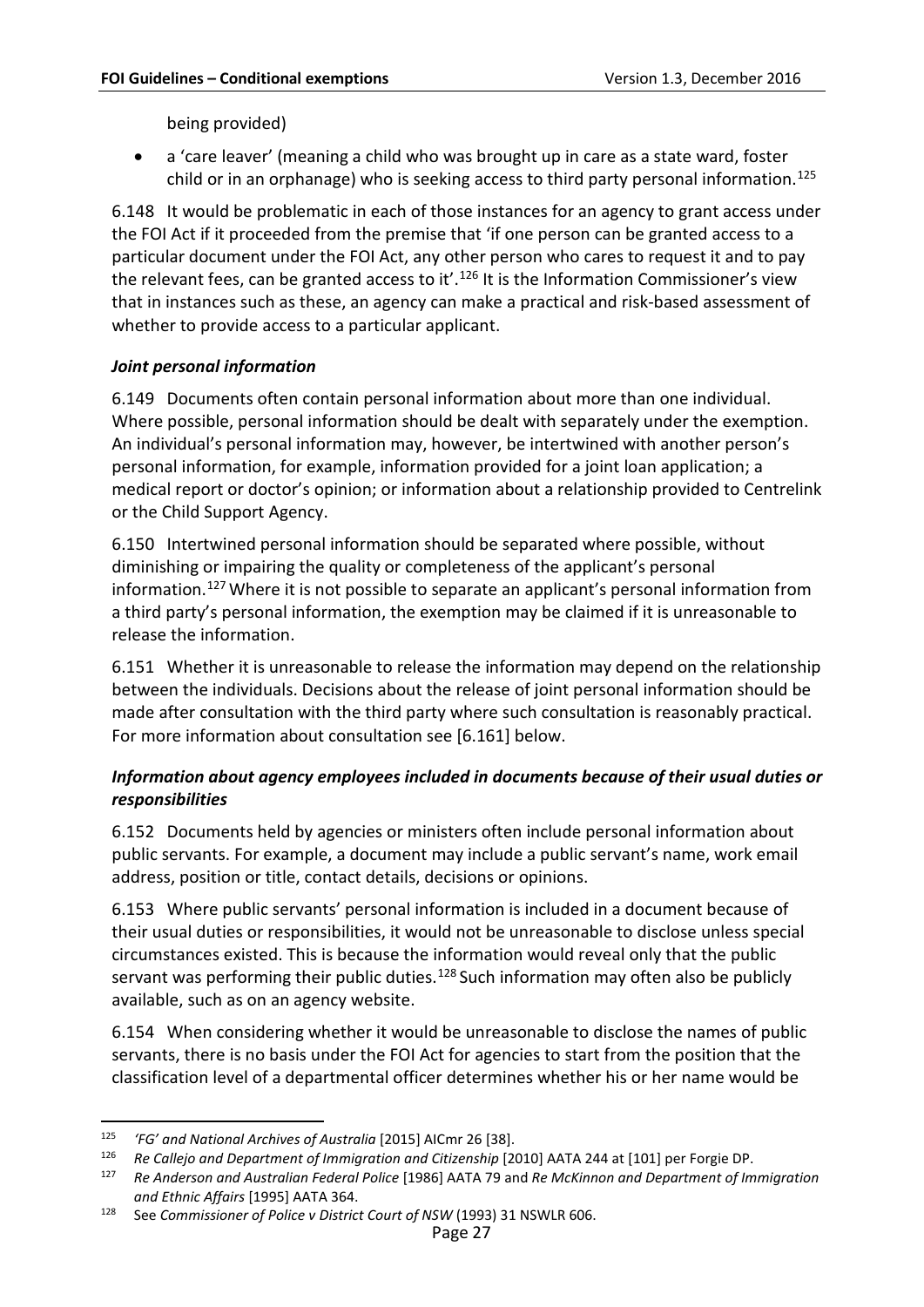being provided)

- a 'care leaver' (meaning a child who was brought up in care as a state ward, foster child or in an orphanage) who is seeking access to third party personal information.[125]

6.148 It would be problematic in each of those instances for an agency to grant access under the FOI Act if it proceeded from the premise that 'if one person can be granted access to a particular document under the FOI Act, any other person who cares to request it and to pay the relevant fees, can be granted access to it'.[126] It is the Information Commissioner's view that in instances such as these, an agency can make a practical and risk-based assessment of whether to provide access to a particular applicant.

### *Joint personal information*

6.149 Documents often contain personal information about more than one individual. Where possible, personal information should be dealt with separately under the exemption. An individual's personal information may, however, be intertwined with another person's personal information, for example, information provided for a joint loan application; a medical report or doctor's opinion; or information about a relationship provided to Centrelink or the Child Support Agency.

6.150 Intertwined personal information should be separated where possible, without diminishing or impairing the quality or completeness of the applicant's personal information.[127] Where it is not possible to separate an applicant's personal information from a third party's personal information, the exemption may be claimed if it is unreasonable to release the information.

6.151 Whether it is unreasonable to release the information may depend on the relationship between the individuals. Decisions about the release of joint personal information should be made after consultation with the third party where such consultation is reasonably practical. For more information about consultation see [6.161] below.

### *Information about agency employees included in documents because of their usual duties or responsibilities*

6.152 Documents held by agencies or ministers often include personal information about public servants. For example, a document may include a public servant's name, work email address, position or title, contact details, decisions or opinions.

6.153 Where public servants' personal information is included in a document because of their usual duties or responsibilities, it would not be unreasonable to disclose unless special circumstances existed. This is because the information would reveal only that the public servant was performing their public duties.[128] Such information may often also be publicly available, such as on an agency website.

6.154 When considering whether it would be unreasonable to disclose the names of public servants, there is no basis under the FOI Act for agencies to start from the position that the classification level of a departmental officer determines whether his or her name would be

---

[125] *'FG' and National Archives of Australia* [2015] AICmr 26 [38].

[126] *Re Callejo and Department of Immigration and Citizenship* [2010] AATA 244 at [101] per Forgie DP.

[127] *Re Anderson and Australian Federal Police* [1986] AATA 79 and *Re McKinnon and Department of Immigration and Ethnic Affairs* [1995] AATA 364.

[128] See *Commissioner of Police v District Court of NSW* (1993) 31 NSWLR 606.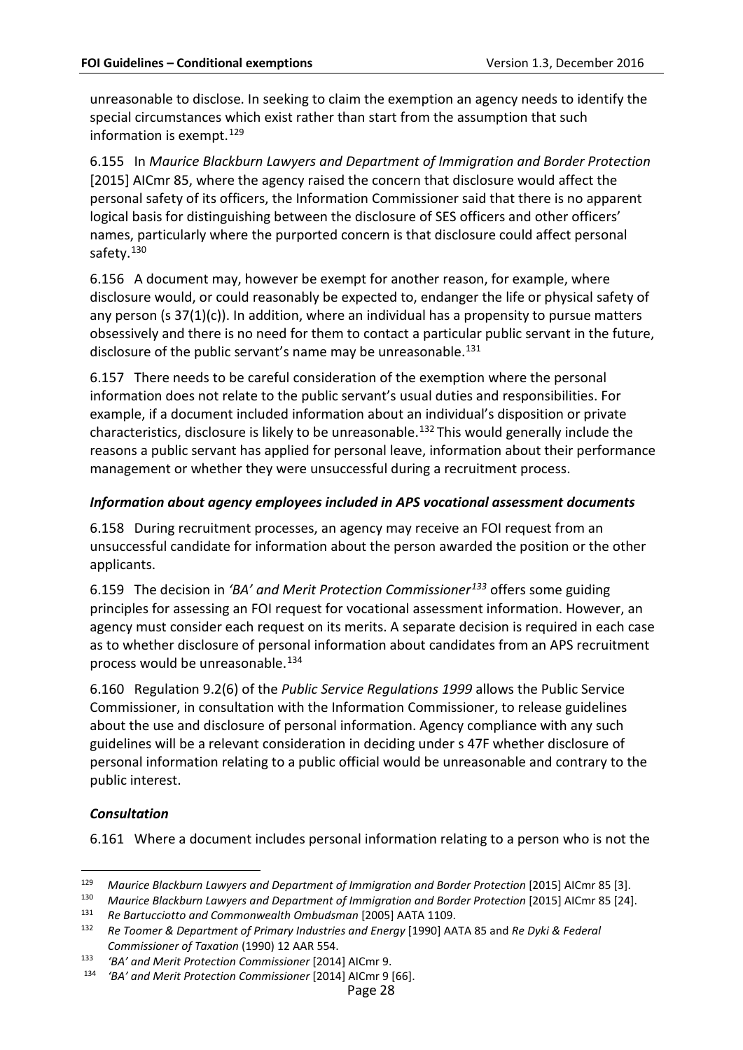unreasonable to disclose. In seeking to claim the exemption an agency needs to identify the special circumstances which exist rather than start from the assumption that such information is exempt.[129]

6.155 In *Maurice Blackburn Lawyers and Department of Immigration and Border Protection* [2015] AICmr 85, where the agency raised the concern that disclosure would affect the personal safety of its officers, the Information Commissioner said that there is no apparent logical basis for distinguishing between the disclosure of SES officers and other officers' names, particularly where the purported concern is that disclosure could affect personal safety.[130]

6.156 A document may, however be exempt for another reason, for example, where disclosure would, or could reasonably be expected to, endanger the life or physical safety of any person (s 37(1)(c)). In addition, where an individual has a propensity to pursue matters obsessively and there is no need for them to contact a particular public servant in the future, disclosure of the public servant's name may be unreasonable.[131]

6.157 There needs to be careful consideration of the exemption where the personal information does not relate to the public servant's usual duties and responsibilities. For example, if a document included information about an individual's disposition or private characteristics, disclosure is likely to be unreasonable.[132] This would generally include the reasons a public servant has applied for personal leave, information about their performance management or whether they were unsuccessful during a recruitment process.

### *Information about agency employees included in APS vocational assessment documents*

6.158 During recruitment processes, an agency may receive an FOI request from an unsuccessful candidate for information about the person awarded the position or the other applicants.

6.159 The decision in *'BA' and Merit Protection Commissioner*[133] offers some guiding principles for assessing an FOI request for vocational assessment information. However, an agency must consider each request on its merits. A separate decision is required in each case as to whether disclosure of personal information about candidates from an APS recruitment process would be unreasonable.[134]

6.160 Regulation 9.2(6) of the *Public Service Regulations 1999* allows the Public Service Commissioner, in consultation with the Information Commissioner, to release guidelines about the use and disclosure of personal information. Agency compliance with any such guidelines will be a relevant consideration in deciding under s 47F whether disclosure of personal information relating to a public official would be unreasonable and contrary to the public interest.

### *Consultation*

6.161 Where a document includes personal information relating to a person who is not the

---

[129] *Maurice Blackburn Lawyers and Department of Immigration and Border Protection* [2015] AICmr 85 [3].

[130] *Maurice Blackburn Lawyers and Department of Immigration and Border Protection* [2015] AICmr 85 [24].

[131] *Re Bartucciotto and Commonwealth Ombudsman* [2005] AATA 1109.

[132] *Re Toomer & Department of Primary Industries and Energy* [1990] AATA 85 and *Re Dyki & Federal Commissioner of Taxation* (1990) 12 AAR 554.

[133] *'BA' and Merit Protection Commissioner* [2014] AICmr 9.

[134] *'BA' and Merit Protection Commissioner* [2014] AICmr 9 [66].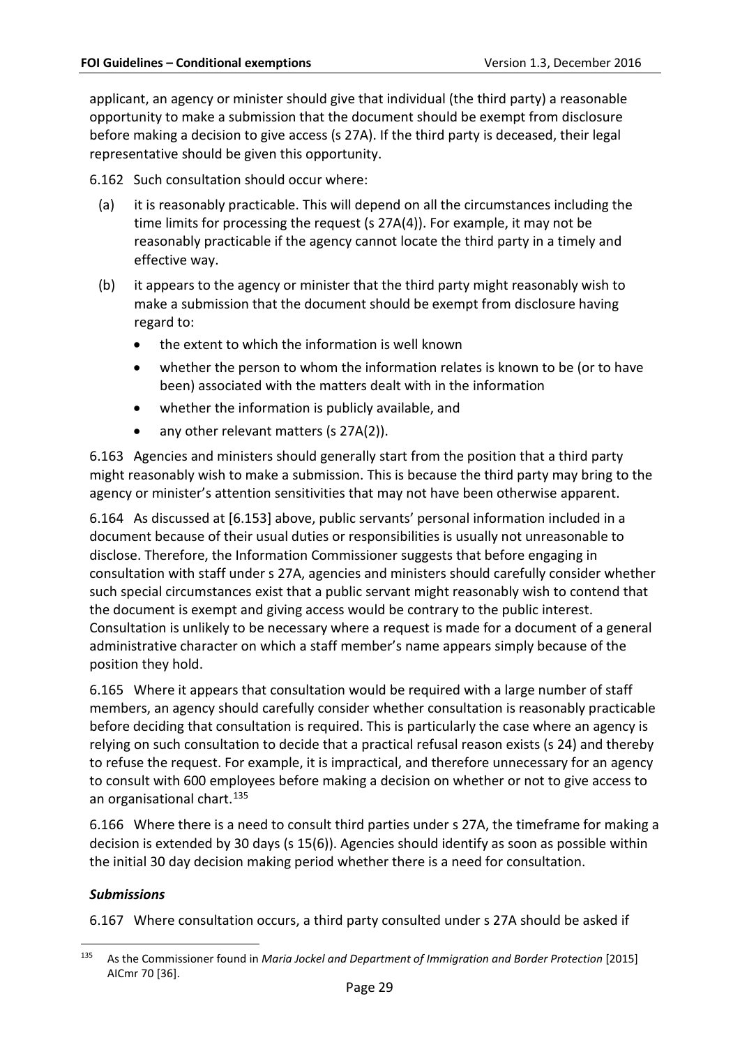applicant, an agency or minister should give that individual (the third party) a reasonable opportunity to make a submission that the document should be exempt from disclosure before making a decision to give access (s 27A). If the third party is deceased, their legal representative should be given this opportunity.

6.162 Such consultation should occur where:

(a) it is reasonably practicable. This will depend on all the circumstances including the time limits for processing the request (s 27A(4)). For example, it may not be reasonably practicable if the agency cannot locate the third party in a timely and effective way.

(b) it appears to the agency or minister that the third party might reasonably wish to make a submission that the document should be exempt from disclosure having regard to:

- the extent to which the information is well known
- whether the person to whom the information relates is known to be (or to have been) associated with the matters dealt with in the information
- whether the information is publicly available, and
- any other relevant matters (s 27A(2)).

6.163 Agencies and ministers should generally start from the position that a third party might reasonably wish to make a submission. This is because the third party may bring to the agency or minister's attention sensitivities that may not have been otherwise apparent.

6.164 As discussed at [6.153] above, public servants' personal information included in a document because of their usual duties or responsibilities is usually not unreasonable to disclose. Therefore, the Information Commissioner suggests that before engaging in consultation with staff under s 27A, agencies and ministers should carefully consider whether such special circumstances exist that a public servant might reasonably wish to contend that the document is exempt and giving access would be contrary to the public interest. Consultation is unlikely to be necessary where a request is made for a document of a general administrative character on which a staff member's name appears simply because of the position they hold.

6.165 Where it appears that consultation would be required with a large number of staff members, an agency should carefully consider whether consultation is reasonably practicable before deciding that consultation is required. This is particularly the case where an agency is relying on such consultation to decide that a practical refusal reason exists (s 24) and thereby to refuse the request. For example, it is impractical, and therefore unnecessary for an agency to consult with 600 employees before making a decision on whether or not to give access to an organisational chart.[135]

6.166 Where there is a need to consult third parties under s 27A, the timeframe for making a decision is extended by 30 days (s 15(6)). Agencies should identify as soon as possible within the initial 30 day decision making period whether there is a need for consultation.

### *Submissions*

6.167 Where consultation occurs, a third party consulted under s 27A should be asked if

[135] As the Commissioner found in *Maria Jockel and Department of Immigration and Border Protection* [2015] AICmr 70 [36].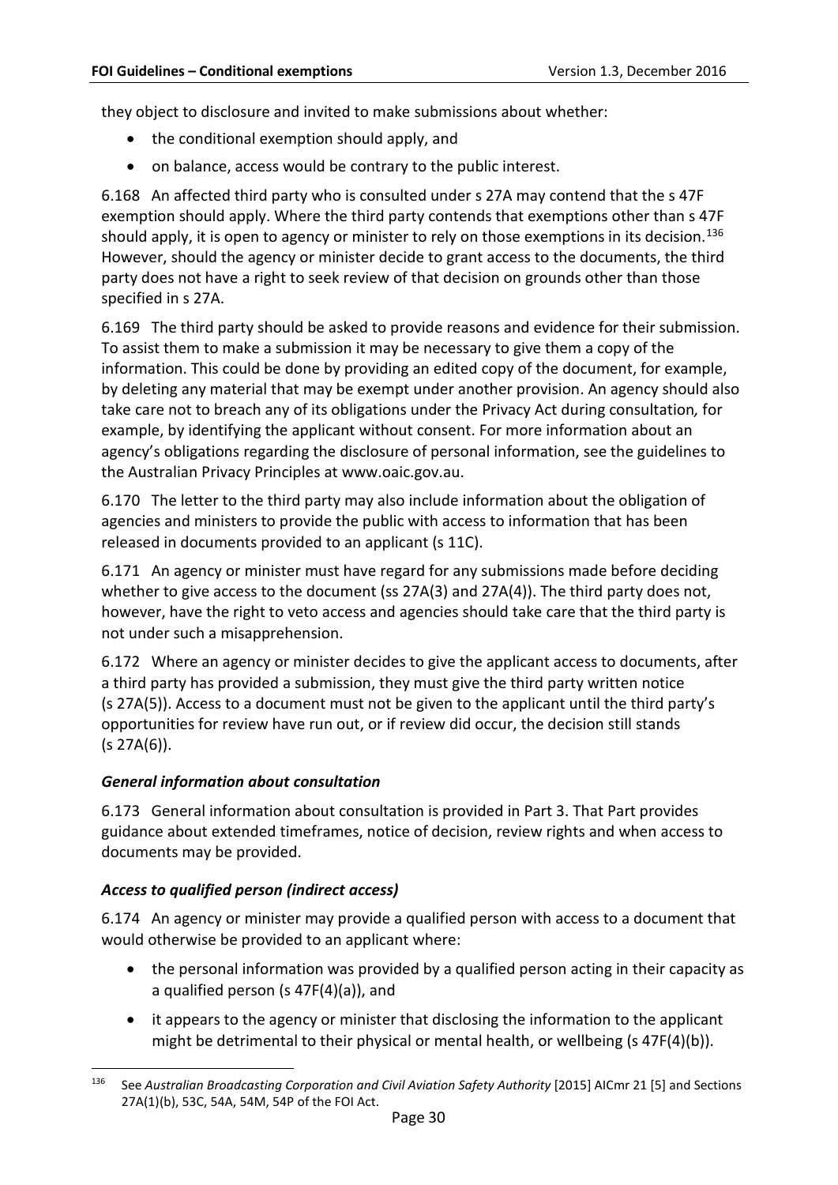they object to disclosure and invited to make submissions about whether:

- the conditional exemption should apply, and
- on balance, access would be contrary to the public interest.

6.168 An affected third party who is consulted under s 27A may contend that the s 47F exemption should apply. Where the third party contends that exemptions other than s 47F should apply, it is open to agency or minister to rely on those exemptions in its decision.[136] However, should the agency or minister decide to grant access to the documents, the third party does not have a right to seek review of that decision on grounds other than those specified in s 27A.

6.169 The third party should be asked to provide reasons and evidence for their submission. To assist them to make a submission it may be necessary to give them a copy of the information. This could be done by providing an edited copy of the document, for example, by deleting any material that may be exempt under another provision. An agency should also take care not to breach any of its obligations under the Privacy Act during consultation*,* for example, by identifying the applicant without consent. For more information about an agency's obligations regarding the disclosure of personal information, see the guidelines to the Australian Privacy Principles at www.oaic.gov.au.

6.170 The letter to the third party may also include information about the obligation of agencies and ministers to provide the public with access to information that has been released in documents provided to an applicant (s 11C).

6.171 An agency or minister must have regard for any submissions made before deciding whether to give access to the document (ss 27A(3) and 27A(4)). The third party does not, however, have the right to veto access and agencies should take care that the third party is not under such a misapprehension.

6.172 Where an agency or minister decides to give the applicant access to documents, after a third party has provided a submission, they must give the third party written notice (s 27A(5)). Access to a document must not be given to the applicant until the third party's opportunities for review have run out, or if review did occur, the decision still stands (s 27A(6)).

### *General information about consultation*

6.173 General information about consultation is provided in Part 3. That Part provides guidance about extended timeframes, notice of decision, review rights and when access to documents may be provided.

### *Access to qualified person (indirect access)*

6.174 An agency or minister may provide a qualified person with access to a document that would otherwise be provided to an applicant where:

- the personal information was provided by a qualified person acting in their capacity as a qualified person (s 47F(4)(a)), and
- it appears to the agency or minister that disclosing the information to the applicant might be detrimental to their physical or mental health, or wellbeing (s 47F(4)(b)).

---

[136] See *Australian Broadcasting Corporation and Civil Aviation Safety Authority* [2015] AICmr 21 [5] and Sections 27A(1)(b), 53C, 54A, 54M, 54P of the FOI Act.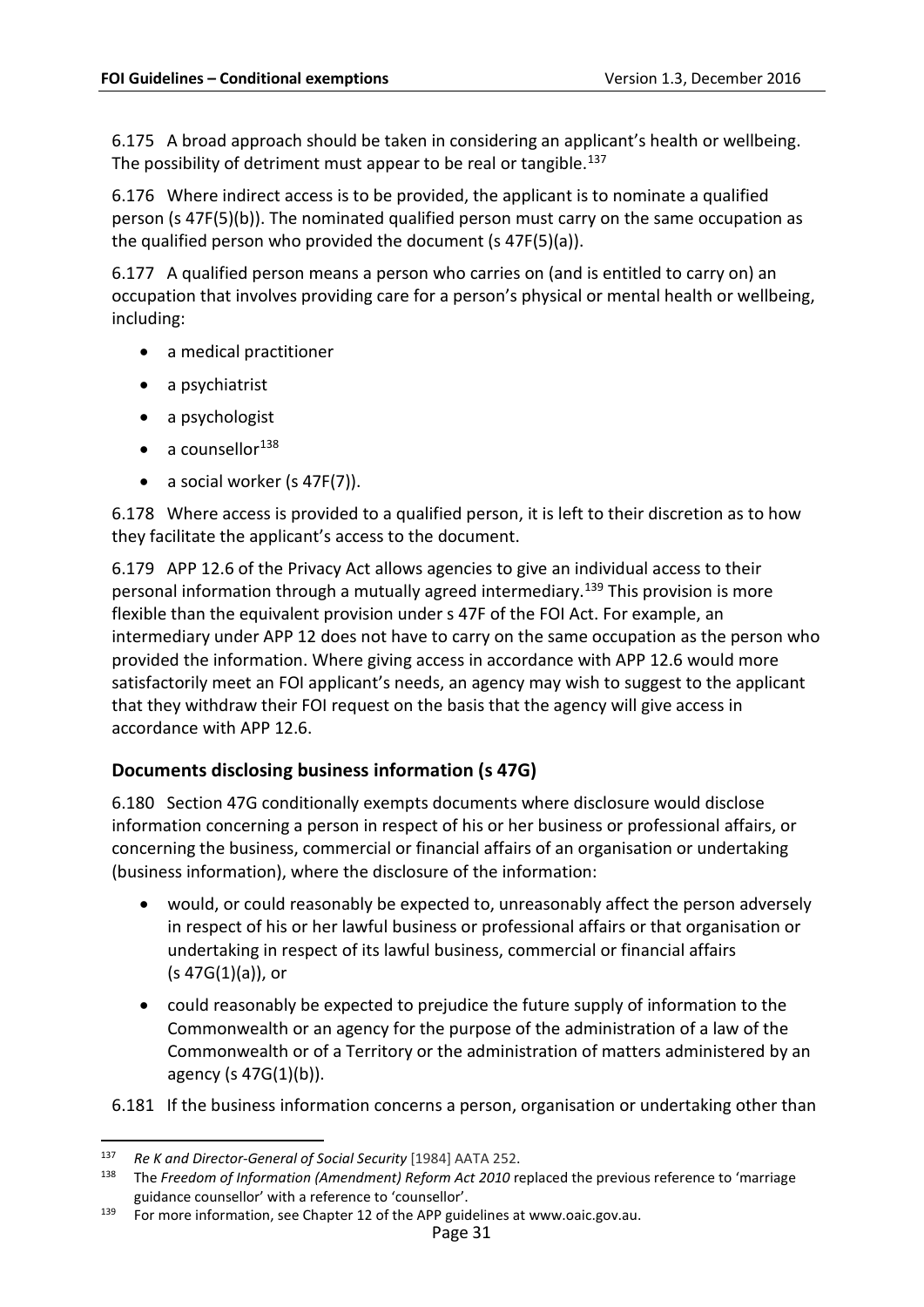6.175 A broad approach should be taken in considering an applicant's health or wellbeing. The possibility of detriment must appear to be real or tangible.[137]

6.176 Where indirect access is to be provided, the applicant is to nominate a qualified person (s 47F(5)(b)). The nominated qualified person must carry on the same occupation as the qualified person who provided the document (s 47F(5)(a)).

6.177 A qualified person means a person who carries on (and is entitled to carry on) an occupation that involves providing care for a person's physical or mental health or wellbeing, including:

- a medical practitioner
- a psychiatrist
- a psychologist
- a counsellor[138]
- a social worker (s 47F(7)).

6.178 Where access is provided to a qualified person, it is left to their discretion as to how they facilitate the applicant's access to the document.

6.179 APP 12.6 of the Privacy Act allows agencies to give an individual access to their personal information through a mutually agreed intermediary.[139] This provision is more flexible than the equivalent provision under s 47F of the FOI Act. For example, an intermediary under APP 12 does not have to carry on the same occupation as the person who provided the information. Where giving access in accordance with APP 12.6 would more satisfactorily meet an FOI applicant's needs, an agency may wish to suggest to the applicant that they withdraw their FOI request on the basis that the agency will give access in accordance with APP 12.6.

## Documents disclosing business information (s 47G)

6.180 Section 47G conditionally exempts documents where disclosure would disclose information concerning a person in respect of his or her business or professional affairs, or concerning the business, commercial or financial affairs of an organisation or undertaking (business information), where the disclosure of the information:

- would, or could reasonably be expected to, unreasonably affect the person adversely in respect of his or her lawful business or professional affairs or that organisation or undertaking in respect of its lawful business, commercial or financial affairs (s 47G(1)(a)), or
- could reasonably be expected to prejudice the future supply of information to the Commonwealth or an agency for the purpose of the administration of a law of the Commonwealth or of a Territory the administration of matters administered by an agency (s 47G(1)(b)).

6.181 If the business information concerns a person, organisation or undertaking other than

---

137 *Re K and Director-General of Social Security* [1984] AATA 252.

138 The *Freedom of Information (Amendment) Reform Act 2010* replaced the previous reference to 'marriage guidance counsellor' with a reference to 'counsellor'.

139 For more information, see Chapter 12 of the APP guidelines at www.oaic.gov.au.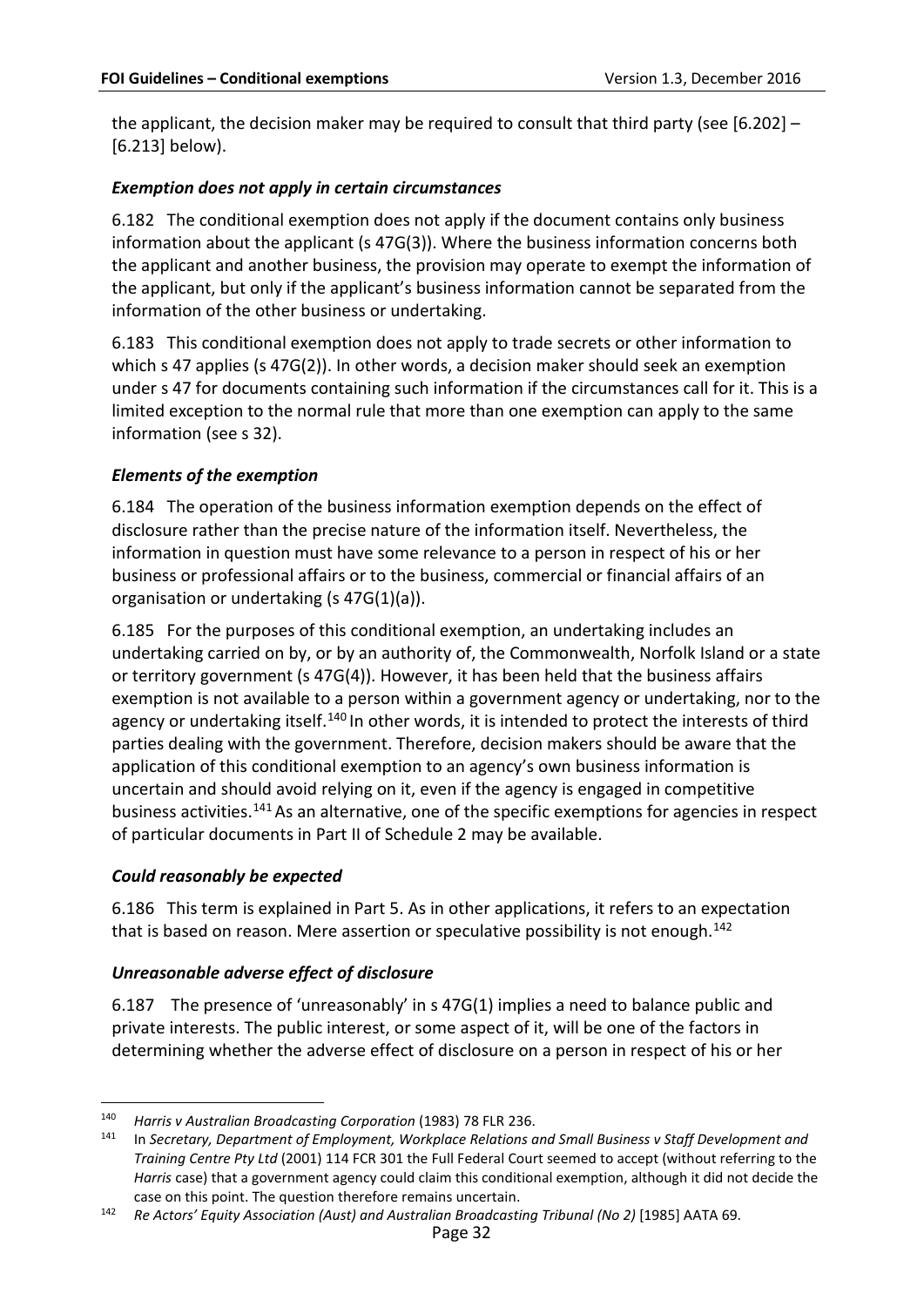the applicant, the decision maker may be required to consult that third party (see [6.202] – [6.213] below).

### *Exemption does not apply in certain circumstances*

6.182 The conditional exemption does not apply if the document contains only business information about the applicant (s 47G(3)). Where the business information concerns both the applicant and another business, the provision may operate to exempt the information of the applicant, but only if the applicant's business information cannot be separated from the information of the other business or undertaking.

6.183 This conditional exemption does not apply to trade secrets or other information to which s 47 applies (s 47G(2)). In other words, a decision maker should seek an exemption under s 47 for documents containing such information if the circumstances call for it. This is a limited exception to the normal rule that more than one exemption can apply to the same information (see s 32).

### *Elements of the exemption*

6.184 The operation of the business information exemption depends on the effect of disclosure rather than the precise nature of the information itself. Nevertheless, the information in question must have some relevance to a person in respect of his or her business or professional affairs or to the business, commercial or financial affairs of an organisation or undertaking (s 47G(1)(a)).

6.185 For the purposes of this conditional exemption, an undertaking includes an undertaking carried on by, or by an authority of, the Commonwealth, Norfolk Island or a state or territory government (s 47G(4)). However, it has been held that the business affairs exemption is not available to a person within a government agency or undertaking, nor to the agency or undertaking itself.[140] In other words, it is intended to protect the interests of third parties dealing with the government. Therefore, decision makers should be aware that the application of this conditional exemption to an agency's own business information is uncertain and should avoid relying on it, even if the agency is engaged in competitive business activities.[141] As an alternative, one of the specific exemptions for agencies in respect of particular documents in Part II of Schedule 2 may be available.

### *Could reasonably be expected*

6.186 This term is explained in Part 5. As in other applications, it refers to an expectation that is based on reason. Mere assertion or speculative possibility is not enough.[142]

### *Unreasonable adverse effect of disclosure*

6.187 The presence of 'unreasonably' in s 47G(1) implies a need to balance public and private interests. The public interest, or some aspect of it, will be one of the factors in determining whether the adverse effect of disclosure on a person in respect of his or her

---

[140] *Harris v Australian Broadcasting Corporation* (1983) 78 FLR 236.

[141] In *Secretary, Department of Employment, Workplace Relations and Small Business v Staff Development and Training Centre Pty Ltd* (2001) 114 FCR 301 the Full Federal Court seemed to accept (without referring to the *Harris* case) that a government agency could claim this conditional exemption, although it did not decide the case on this point. The question therefore remains uncertain.

[142] *Re Actors' Equity Association (Aust) and Australian Broadcasting Tribunal (No 2)* [1985] AATA 69.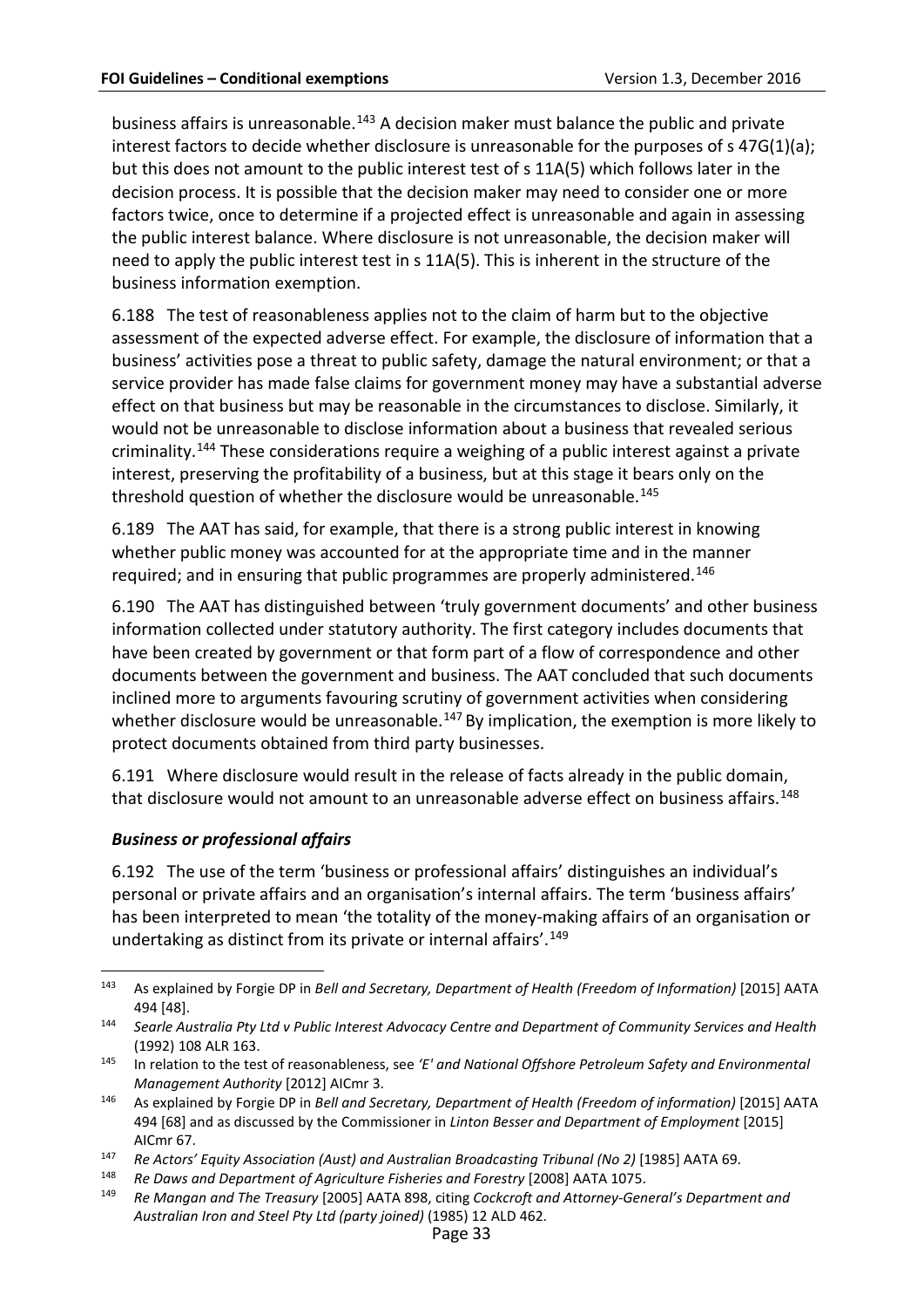business affairs is unreasonable.[143] A decision maker must balance the public and private interest factors to decide whether disclosure is unreasonable for the purposes of s 47G(1)(a); but this does not amount to the public interest test of s 11A(5) which follows later in the decision process. It is possible that the decision maker may need to consider one or more factors twice, once to determine if a projected effect is unreasonable and again in assessing the public interest balance. Where disclosure is not unreasonable, the decision maker will need to apply the public interest test in s 11A(5). This is inherent in the structure of the business information exemption.

6.188 The test of reasonableness applies not to the claim of harm but to the objective assessment of the expected adverse effect. For example, the disclosure of information that a business' activities pose a threat to public safety, damage the natural environment; or that a service provider has made false claims for government money may have a substantial adverse effect on that business but may be reasonable in the circumstances to disclose. Similarly, it would not be unreasonable to disclose information about a business that revealed serious criminality.[144] These considerations require a weighing of a public interest against a private interest, preserving the profitability of a business, but at this stage it bears only on the threshold question of whether the disclosure would be unreasonable.[145]

6.189 The AAT has said, for example, that there is a strong public interest in knowing whether public money was accounted for at the appropriate time and in the manner required; and in ensuring that public programmes are properly administered.[146]

6.190 The AAT has distinguished between 'truly government documents' and other business information collected under statutory authority. The first category includes documents that have been created by government or that form part of a flow of correspondence and other documents between the government and business. The AAT concluded that such documents inclined more to arguments favouring scrutiny of government activities when considering whether disclosure would be unreasonable.[147] By implication, the exemption is more likely to protect documents obtained from third party businesses.

6.191 Where disclosure would result in the release of facts already in the public domain, that disclosure would not amount to an unreasonable adverse effect on business affairs.[148]

### *Business or professional affairs*

6.192 The use of the term 'business or professional affairs' distinguishes an individual's personal or private affairs and an organisation's internal affairs. The term 'business affairs' has been interpreted to mean 'the totality of the money-making affairs of an organisation or undertaking as distinct from its private or internal affairs'.[149]

---

[143] As explained by Forgie DP in *Bell and Secretary, Department of Health (Freedom of Information)* [2015] AATA 494 [48].

[144] *Searle Australia Pty Ltd v Public Interest Advocacy Centre and Department of Community Services and Health* (1992) 108 ALR 163.

[145] In relation to the test of reasonableness, see *'E' and National Offshore Petroleum Safety and Environmental Management Authority* [2012] AICmr 3.

[146] As explained by Forgie DP in *Bell and Secretary, Department of Health (Freedom of information)* [2015] AATA 494 [68] and as discussed by the Commissioner in *Linton Besser and Department of Employment* [2015] AICmr 67.

[147] *Re Actors' Equity Association (Aust) and Australian Broadcasting Tribunal (No 2)* [1985] AATA 69.

[148] *Re Daws and Department of Agriculture Fisheries and Forestry* [2008] AATA 1075.

[149] *Re Mangan and The Treasury* [2005] AATA 898, citing *Cockcroft and Attorney-General's Department and Australian Iron and Steel Pty Ltd (party joined)* (1985) 12 ALD 462.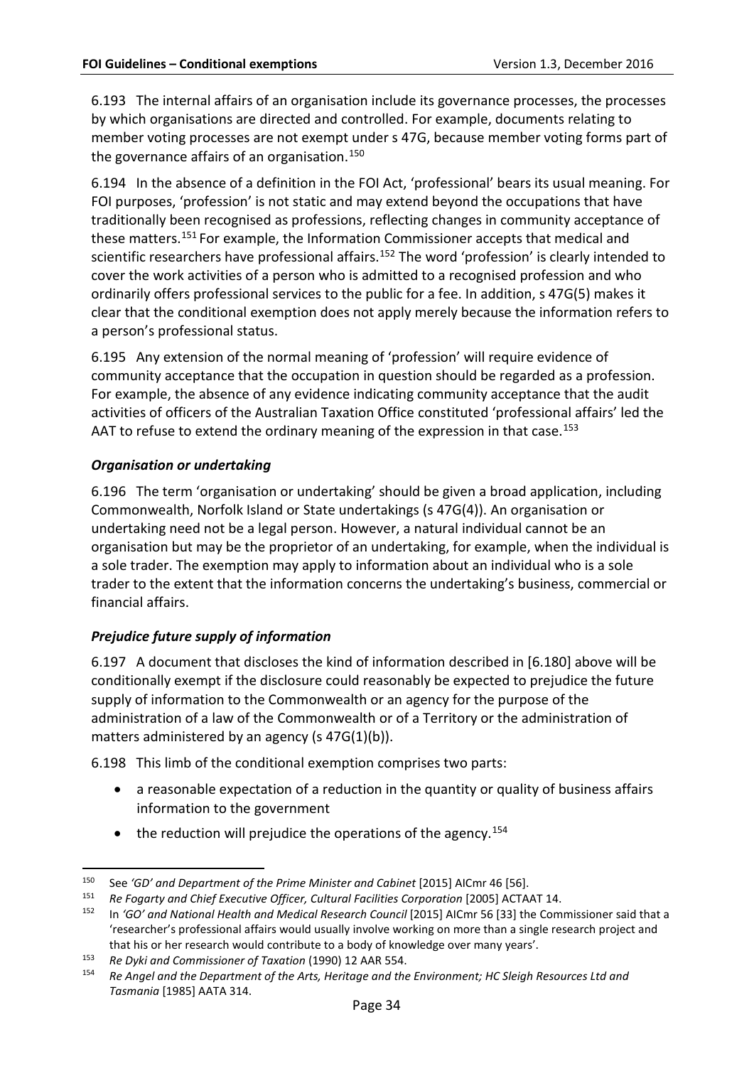6.193 The internal affairs of an organisation include its governance processes, the processes by which organisations are directed and controlled. For example, documents relating to member voting processes are not exempt under s 47G, because member voting forms part of the governance affairs of an organisation.[150]

6.194 In the absence of a definition in the FOI Act, 'professional' bears its usual meaning. For FOI purposes, 'profession' is not static and may extend beyond the occupations that have traditionally been recognised as professions, reflecting changes in community acceptance of these matters.[151] For example, the Information Commissioner accepts that medical and scientific researchers have professional affairs.[152] The word 'profession' is clearly intended to cover the work activities of a person who is admitted to a recognised profession and who ordinarily offers professional services to the public for a fee. In addition, s 47G(5) makes it clear that the conditional exemption does not apply merely because the information refers to a person's professional status.

6.195 Any extension of the normal meaning of 'profession' will require evidence of community acceptance that the occupation in question should be regarded as a profession. For example, the absence of any evidence indicating community acceptance that the audit activities of officers of the Australian Taxation Office constituted 'professional affairs' led the AAT to refuse to extend the ordinary meaning of the expression in that case.[153]

### *Organisation or undertaking*

6.196 The term 'organisation or undertaking' should be given a broad application, including Commonwealth, Norfolk Island or State undertakings (s 47G(4)). An organisation or undertaking need not be a legal person. However, a natural individual cannot be an organisation but may be the proprietor of an undertaking, for example, when the individual is a sole trader. The exemption may apply to information about an individual who is a sole trader to the extent that the information concerns the undertaking's business, commercial or financial affairs.

### *Prejudice future supply of information*

6.197 A document that discloses the kind of information described in [6.180] above will be conditionally exempt if the disclosure could reasonably be expected to prejudice the future supply of information to the Commonwealth or an agency for the purpose of the administration of a law of the Commonwealth or of a Territory or the administration of matters administered by an agency (s 47G(1)(b)).

6.198 This limb of the conditional exemption comprises two parts:

- a reasonable expectation of a reduction in the quantity or quality of business affairs information to the government
- the reduction will prejudice the operations of the agency.[154]

---

[150] See *'GD' and Department of the Prime Minister and Cabinet* [2015] AICmr 46 [56].

[151] *Re Fogarty and Chief Executive Officer, Cultural Facilities Corporation* [2005] ACTAAT 14.

[152] In *'GO' and National Health and Medical Research Council* [2015] AICmr 56 [33] the Commissioner said that a 'researcher's professional affairs would usually involve working on more than a single research project and that his or her research would contribute to a body of knowledge over many years'.

[153] *Re Dyki and Commissioner of Taxation* (1990) 12 AAR 554.

[154] *Re Angel and the Department of the Arts, Heritage and the Environment; HC Sleigh Resources Ltd and Tasmania* [1985] AATA 314.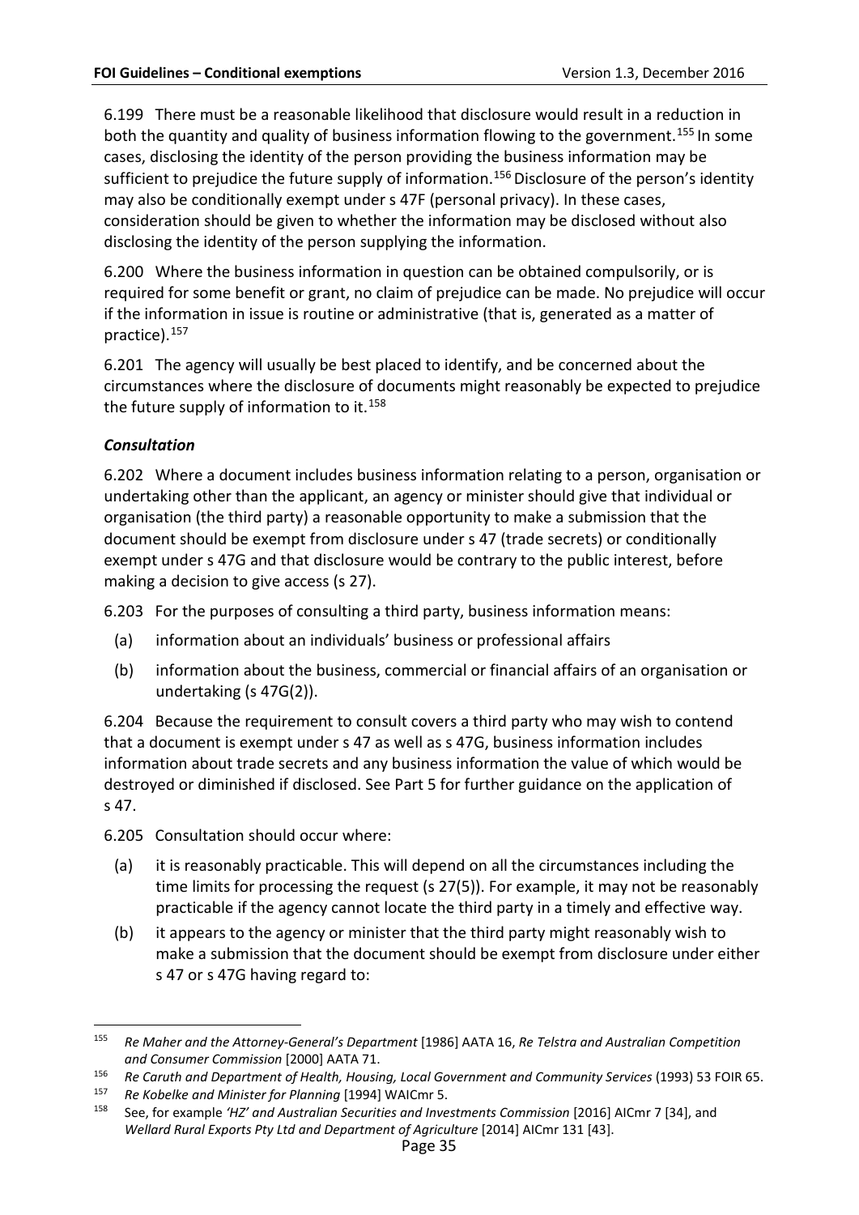6.199 There must be a reasonable likelihood that disclosure would result in a reduction in both the quantity and quality of business information flowing to the government.[155] In some cases, disclosing the identity of the person providing the business information may be sufficient to prejudice the future supply of information.[156] Disclosure of the person's identity may also be conditionally exempt under s 47F (personal privacy). In these cases, consideration should be given to whether the information may be disclosed without also disclosing the identity of the person supplying the information.

6.200 Where the business information in question can be obtained compulsorily, or is required for some benefit or grant, no claim of prejudice can be made. No prejudice will occur if the information in issue is routine or administrative (that is, generated as a matter of practice).[157]

6.201 The agency will usually be best placed to identify, and be concerned about the circumstances where the disclosure of documents might reasonably be expected to prejudice the future supply of information to it.[158]

### *Consultation*

6.202 Where a document includes business information relating to a person, organisation or undertaking other than the applicant, an agency or minister should give that individual or organisation (the third party) a reasonable opportunity to make a submission that the document should be exempt from disclosure under s 47 (trade secrets) or conditionally exempt under s 47G and that disclosure would be contrary to the public interest, before making a decision to give access (s 27).

6.203 For the purposes of consulting a third party, business information means:

(a) information about an individuals' business or professional affairs

(b) information about the business, commercial or financial affairs of an organisation or undertaking (s 47G(2)).

6.204 Because the requirement to consult covers a third party who may wish to contend that a document is exempt under s 47 as well as s 47G, business information includes information about trade secrets and any business information the value of which would be destroyed or diminished if disclosed. See Part 5 for further guidance on the application of s 47.

6.205 Consultation should occur where:

(a) it is reasonably practicable. This will depend on all the circumstances including the time limits for processing the request (s 27(5)). For example, it may not be reasonably practicable if the agency cannot locate the third party in a timely and effective way.

(b) it appears to the agency or minister that the third party might reasonably wish to make a submission that the document should be exempt from disclosure under either s 47 or s 47G having regard to:

---

[155] *Re Maher and the Attorney-General's Department* [1986] AATA 16, *Re Telstra and Australian Competition and Consumer Commission* [2000] AATA 71.

[156] *Re Caruth and Department of Health, Housing, Local Government and Community Services* (1993) 53 FOIR 65.

[157] *Re Kobelke and Minister for Planning* [1994] WAICmr 5.

[158] See, for example *'HZ' and Australian Securities and Investments Commission* [2016] AICmr 7 [34], and *Wellard Rural Exports Pty Ltd and Department of Agriculture* [2014] AICmr 131 [43].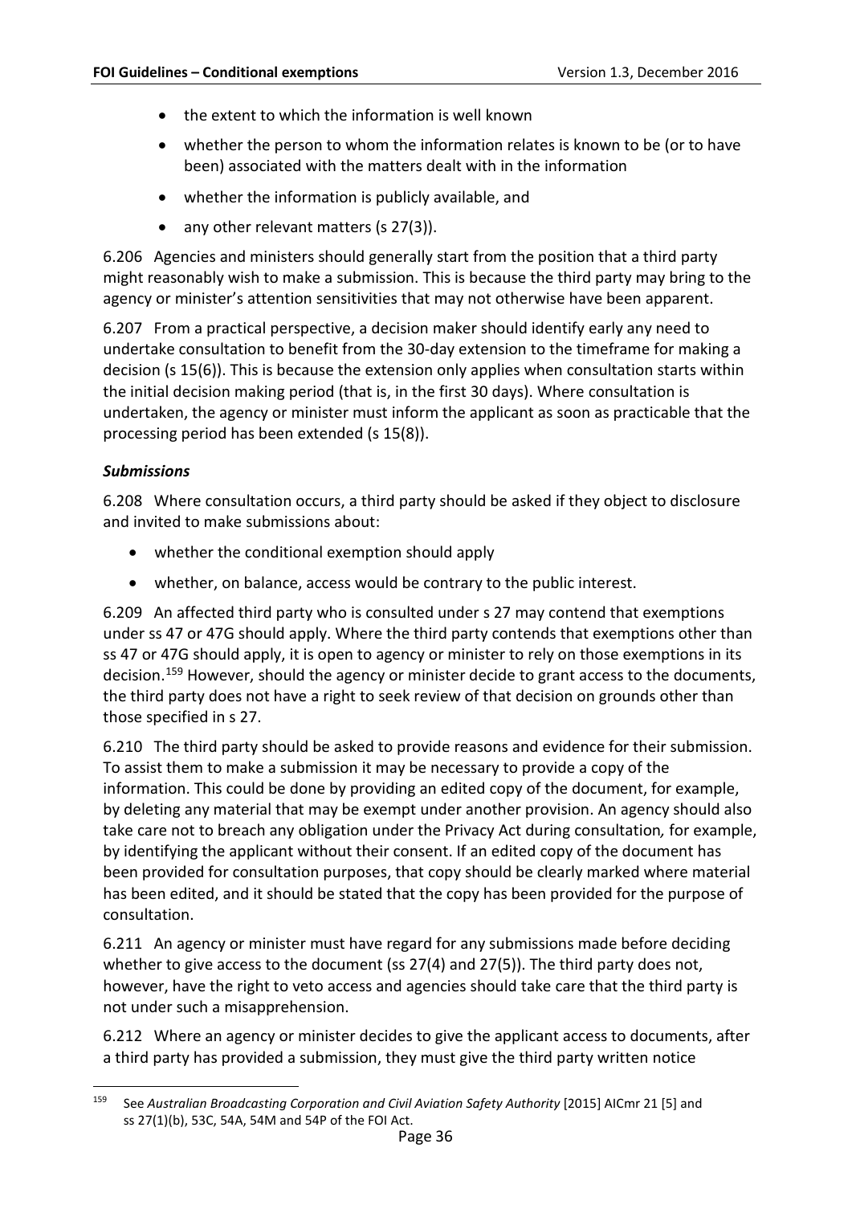- the extent to which the information is well known
- whether the person to whom the information relates is known to be (or to have been) associated with the matters dealt with in the information
- whether the information is publicly available, and
- any other relevant matters (s 27(3)).

6.206 Agencies and ministers should generally start from the position that a third party might reasonably wish to make a submission. This is because the third party may bring to the agency or minister's attention sensitivities that may not otherwise have been apparent.

6.207 From a practical perspective, a decision maker should identify early any need to undertake consultation to benefit from the 30-day extension to the timeframe for making a decision (s 15(6)). This is because the extension only applies when consultation starts within the initial decision making period (that is, in the first 30 days). Where consultation is undertaken, the agency or minister must inform the applicant as soon as practicable that the processing period has been extended (s 15(8)).

### *Submissions*

6.208 Where consultation occurs, a third party should be asked if they object to disclosure and invited to make submissions about:

- whether the conditional exemption should apply
- whether, on balance, access would be contrary to the public interest.

6.209 An affected third party who is consulted under s 27 may contend that exemptions under ss 47 or 47G should apply. Where the third party contends that exemptions other than ss 47 or 47G should apply, it is open to agency or minister to rely on those exemptions in its decision.[159] However, should the agency or minister decide to grant access to the documents, the third party does not have a right to seek review of that decision on grounds other than those specified in s 27.

6.210 The third party should be asked to provide reasons and evidence for their submission. To assist them to make a submission it may be necessary to provide a copy of the information. This could be done by providing an edited copy of the document, for example, by deleting any material that may be exempt under another provision. An agency should also take care not to breach any obligation under the Privacy Act during consultation*,* for example, by identifying the applicant without their consent. If an edited copy of the document has been provided for consultation purposes, that copy should be clearly marked where material has been edited, and it should be stated that the copy has been provided for the purpose of consultation.

6.211 An agency or minister must have regard for any submissions made before deciding whether to give access to the document (ss 27(4) and 27(5)). The third party does not, however, have the right to veto access and agencies should take care that the third party is not under such a misapprehension.

6.212 Where an agency or minister decides to give the applicant access to documents, after a third party has provided a submission, they must give the third party written notice

---

[159] See *Australian Broadcasting Corporation and Civil Aviation Safety Authority* [2015] AICmr 21 [5] and ss 27(1)(b), 53C, 54A, 54M and 54P of the FOI Act.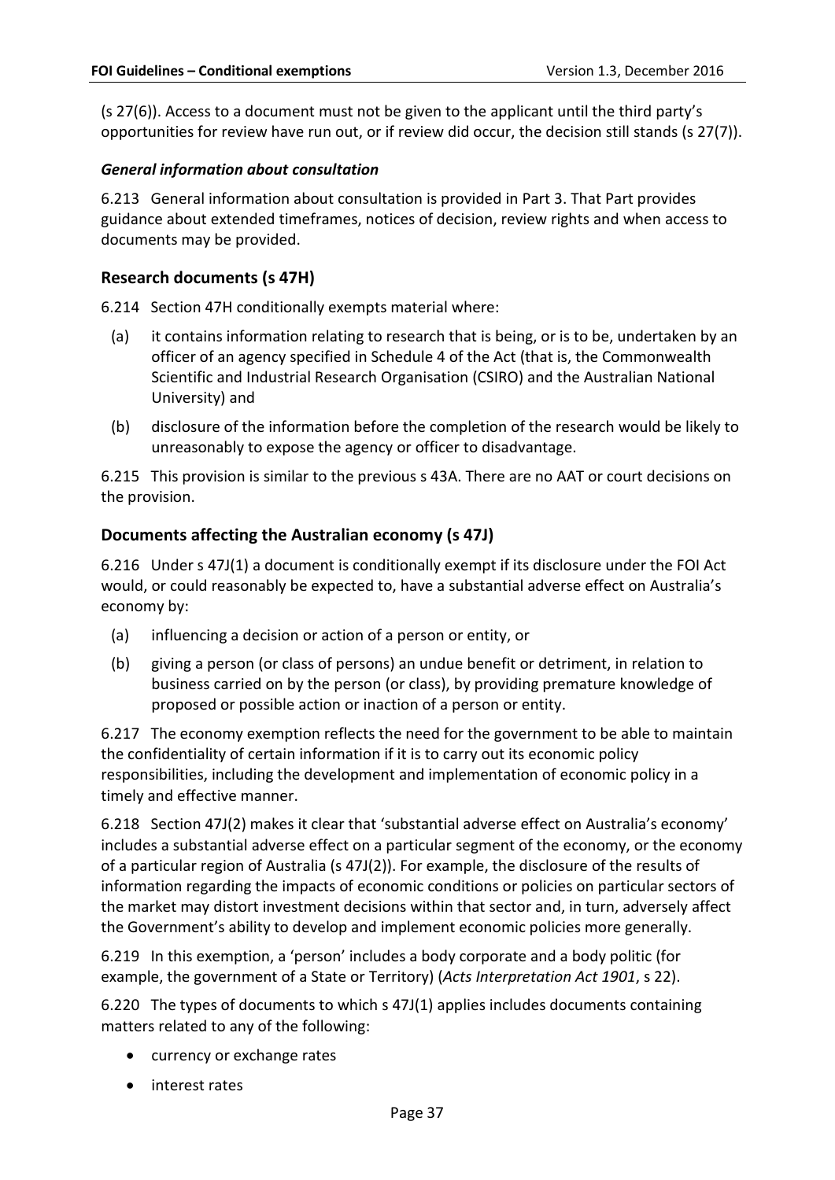(s 27(6)). Access to a document must not be given to the applicant until the third party's opportunities for review have run out, or if review did occur, the decision still stands (s 27(7)).

#### *General information about consultation*

6.213 General information about consultation is provided in Part 3. That Part provides guidance about extended timeframes, notices of decision, review rights and when access to documents may be provided.

### Research documents (s 47H)

6.214 Section 47H conditionally exempts material where:

(a) it contains information relating to research that is being, or is to be, undertaken by an officer of an agency specified in Schedule 4 of the Act (that is, the Commonwealth Scientific and Industrial Research Organisation (CSIRO) and the Australian National University) and

(b) disclosure of the information before the completion of the research would be likely to unreasonably to expose the agency or officer to disadvantage.

6.215 This provision is similar to the previous s 43A. There are no AAT or court decisions on the provision.

### Documents affecting the Australian economy (s 47J)

6.216 Under s 47J(1) a document is conditionally exempt if its disclosure under the FOI Act would, or could reasonably be expected to, have a substantial adverse effect on Australia's economy by:

(a) influencing a decision or action of a person or entity, or

(b) giving a person (or class of persons) an undue benefit or detriment, in relation to business carried on by the person (or class), by providing premature knowledge of proposed or possible action or inaction of a person or entity.

6.217 The economy exemption reflects the need for the government to be able to maintain the confidentiality of certain information if it is to carry out its economic policy responsibilities, including the development and implementation of economic policy in a timely and effective manner.

6.218 Section 47J(2) makes it clear that 'substantial adverse effect on Australia's economy' includes a substantial adverse effect on a particular segment of the economy, or the economy of a particular region of Australia (s 47J(2)). For example, the disclosure of the results of information regarding the impacts of economic conditions or policies on particular sectors of the market may distort investment decisions within that sector and, in turn, adversely affect the Government's ability to develop and implement economic policies more generally.

6.219 In this exemption, a 'person' includes a body corporate and a body politic (for example, the government of a State or Territory) (*Acts Interpretation Act 1901*, s 22).

6.220 The types of documents to which s 47J(1) applies includes documents containing matters related to any of the following:

- currency or exchange rates
- interest rates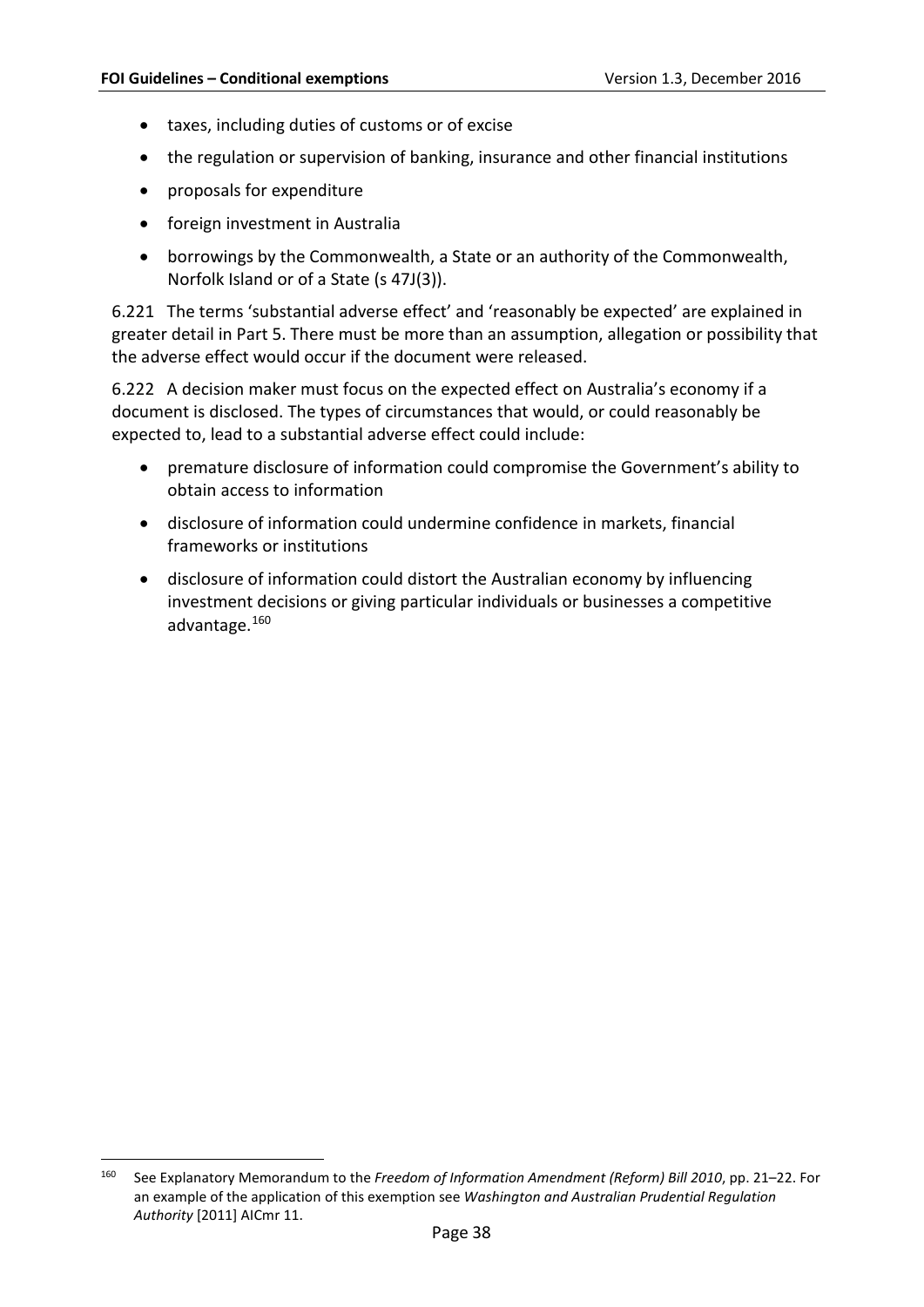- taxes, including duties of customs or of excise
- the regulation or supervision of banking, insurance and other financial institutions
- proposals for expenditure
- foreign investment in Australia
- borrowings by the Commonwealth, a State or an authority of the Commonwealth, Norfolk Island or of a State (s 47J(3)).

6.221 The terms 'substantial adverse effect' and 'reasonably be expected' are explained in greater detail in Part 5. There must be more than an assumption, allegation or possibility that the adverse effect would occur if the document were released.

6.222 A decision maker must focus on the expected effect on Australia's economy if a document is disclosed. The types of circumstances that would, or could reasonably be expected to, lead to a substantial adverse effect could include:

- premature disclosure of information could compromise the Government's ability to obtain access to information
- disclosure of information could undermine confidence in markets, financial frameworks or institutions
- disclosure of information could distort the Australian economy by influencing investment decisions or giving particular individuals or businesses a competitive advantage.[160]

---

[160] See Explanatory Memorandum to the *Freedom of Information Amendment (Reform) Bill 2010*, pp. 21–22. For an example of the application of this exemption see *Washington and Australian Prudential Regulation Authority* [2011] AICmr 11.